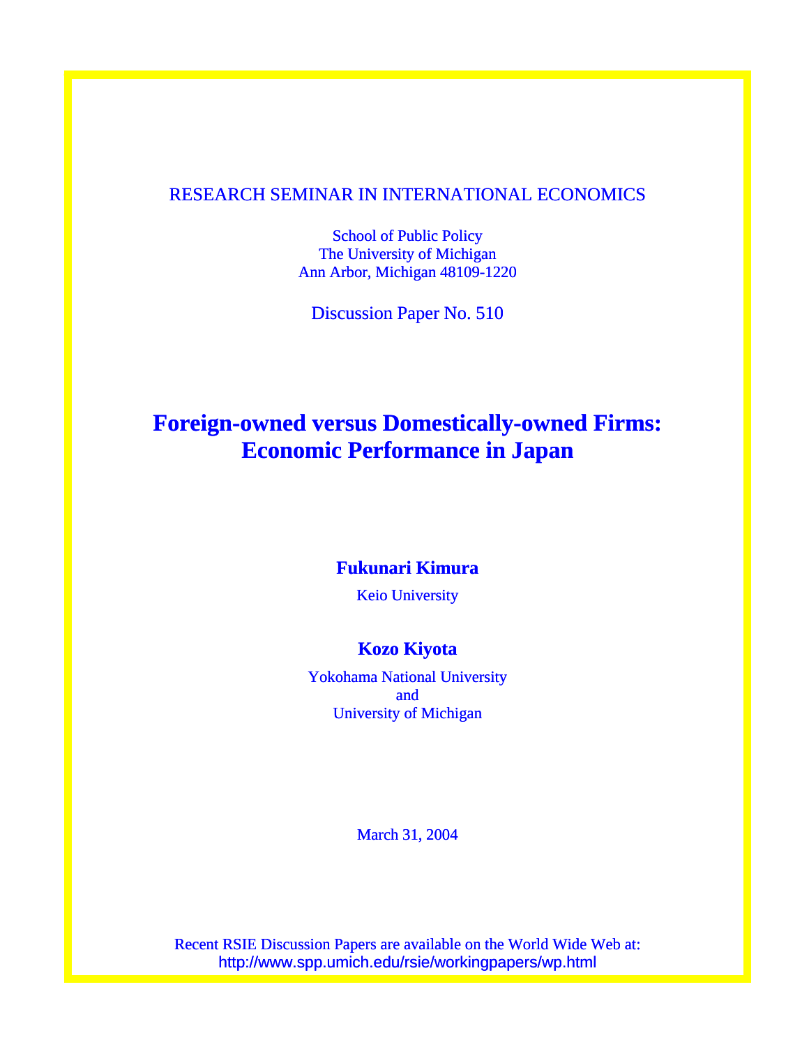RESEARCH SEMINAR IN INTERNATIONAL ECONOMICS

School of Public Policy
The University of Michigan
Ann Arbor, Michigan 48109-1220

Discussion Paper No. 510

# Foreign-owned versus Domestically-owned Firms: Economic Performance in Japan

**Fukunari Kimura**

Keio University

**Kozo Kiyota**

Yokohama National University
and
University of Michigan

March 31, 2004

Recent RSIE Discussion Papers are available on the World Wide Web at:
http://www.spp.umich.edu/rsie/workingpapers/wp.html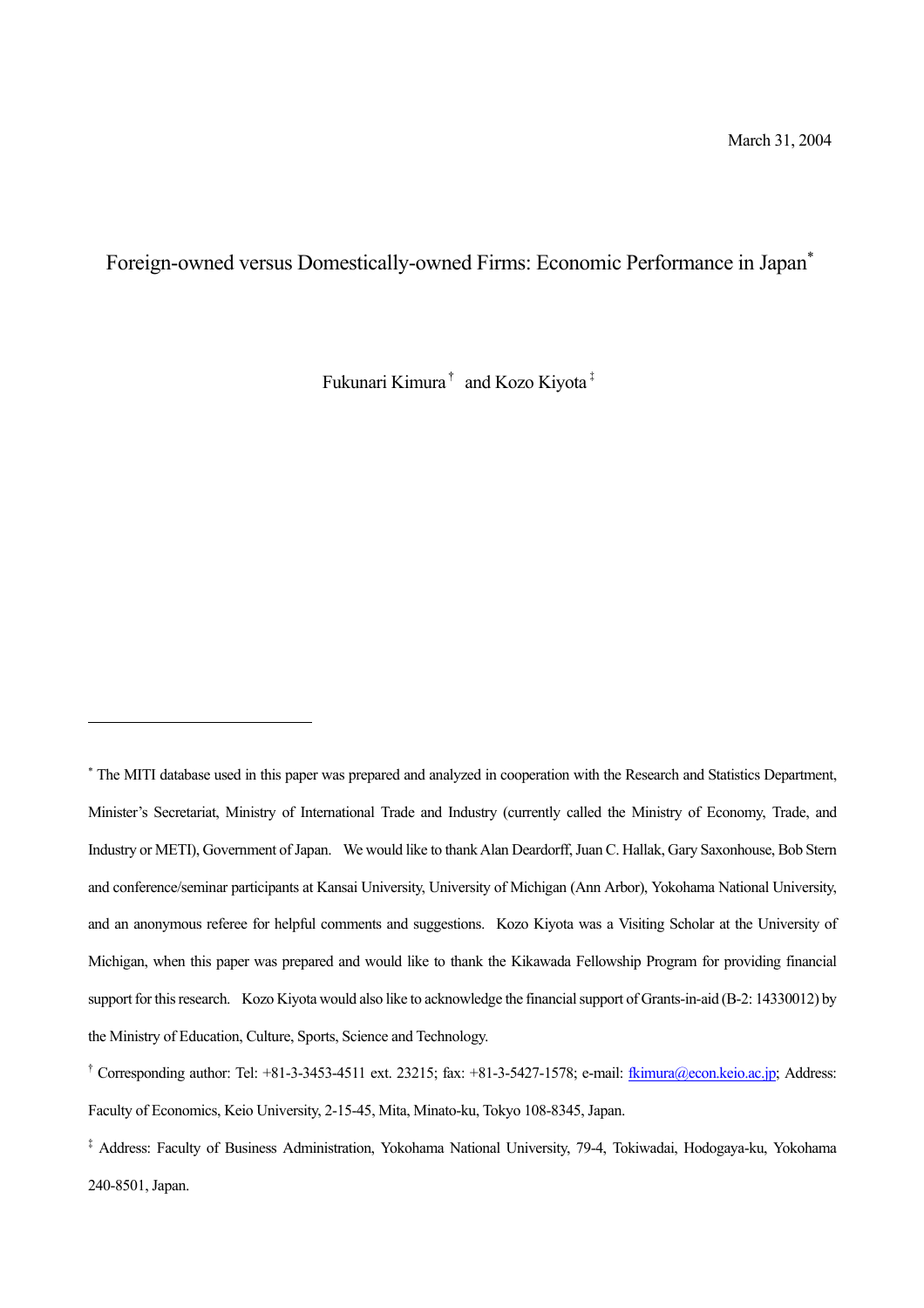March 31, 2004

# Foreign-owned versus Domestically-owned Firms: Economic Performance in Japan[*]

Fukunari Kimura[†] and Kozo Kiyota[‡]

---

[*] The MITI database used in this paper was prepared and analyzed in cooperation with the Research and Statistics Department, Minister's Secretariat, Ministry of International Trade and Industry (currently called the Ministry of Economy, Trade, and Industry or METI), Government of Japan. We would like to thank Alan Deardorff, Juan C. Hallak, Gary Saxonhouse, Bob Stern and conference/seminar participants at Kansai University, University of Michigan (Ann Arbor), Yokohama National University, and an anonymous referee for helpful comments and suggestions. Kozo Kiyota was a Visiting Scholar at the University of Michigan, when this paper was prepared and would like to thank the Kikawada Fellowship Program for providing financial support for this research. Kozo Kiyota would also like to acknowledge the financial support of Grants-in-aid (B-2: 14330012) by the Ministry of Education, Culture, Sports, Science and Technology.

[†] Corresponding author: Tel: +81-3-3453-4511 ext. 23215; fax: +81-3-5427-1578; e-mail: fkimura@econ.keio.ac.jp; Address: Faculty of Economics, Keio University, 2-15-45, Mita, Minato-ku, Tokyo 108-8345, Japan.

[‡] Address: Faculty of Business Administration, Yokohama National University, 79-4, Tokiwadai, Hodogaya-ku, Yokohama 240-8501, Japan.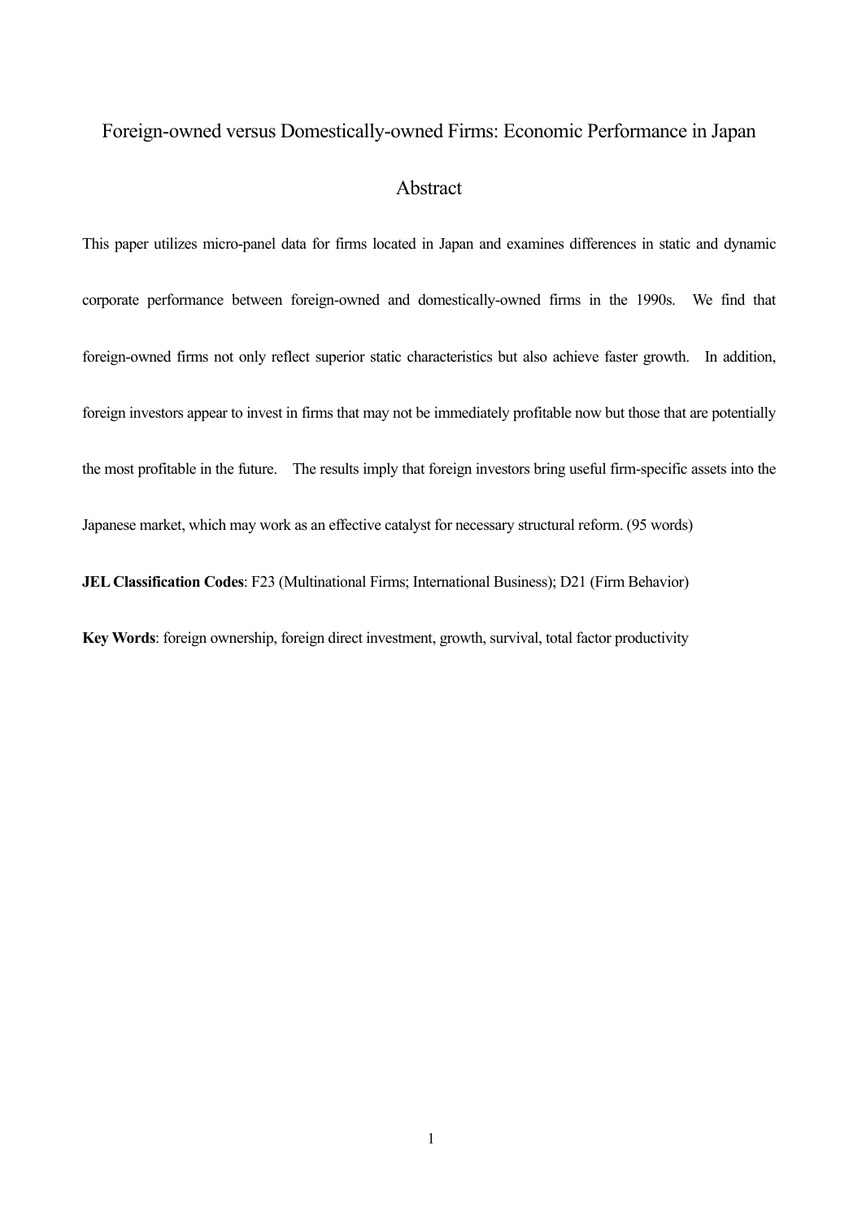# Foreign-owned versus Domestically-owned Firms: Economic Performance in Japan

## Abstract

This paper utilizes micro-panel data for firms located in Japan and examines differences in static and dynamic corporate performance between foreign-owned and domestically-owned firms in the 1990s. We find that foreign-owned firms not only reflect superior static characteristics but also achieve faster growth. In addition, foreign investors appear to invest in firms that may not be immediately profitable now but those that are potentially the most profitable in the future. The results imply that foreign investors bring useful firm-specific assets into the Japanese market, which may work as an effective catalyst for necessary structural reform. (95 words)

**JEL Classification Codes**: F23 (Multinational Firms; International Business); D21 (Firm Behavior)

**Key Words**: foreign ownership, foreign direct investment, growth, survival, total factor productivity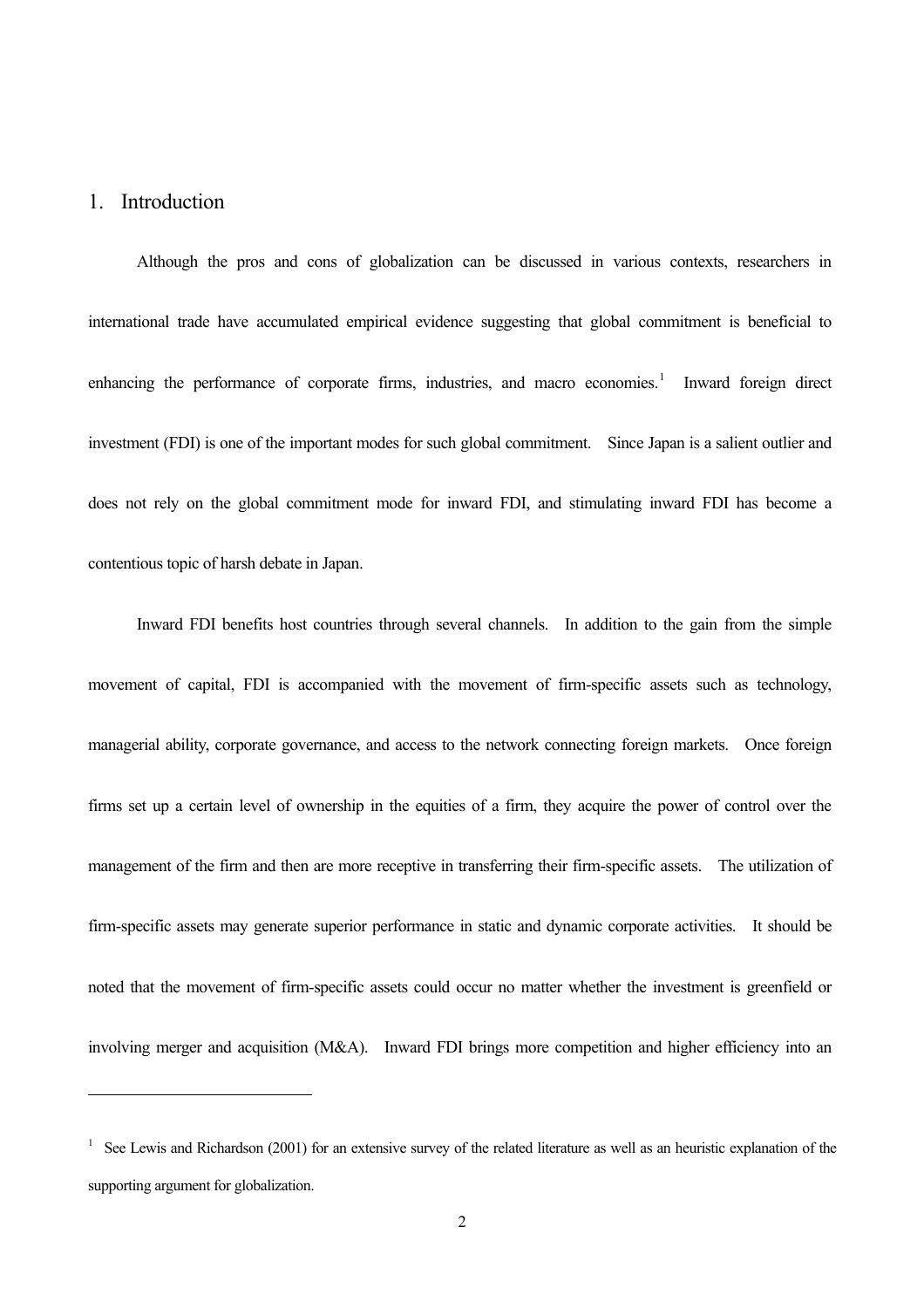## 1. Introduction

Although the pros and cons of globalization can be discussed in various contexts, researchers in international trade have accumulated empirical evidence suggesting that global commitment is beneficial to enhancing the performance of corporate firms, industries, and macro economies.[1] Inward foreign direct investment (FDI) is one of the important modes for such global commitment. Since Japan is a salient outlier and does not rely on the global commitment mode for inward FDI, and stimulating inward FDI has become a contentious topic of harsh debate in Japan.

Inward FDI benefits host countries through several channels. In addition to the gain from the simple movement of capital, FDI is accompanied with the movement of firm-specific assets such as technology, managerial ability, corporate governance, and access to the network connecting foreign markets. Once foreign firms set up a certain level of ownership in the equities of a firm, they acquire the power of control over the management of the firm and then are more receptive in transferring their firm-specific assets. The utilization of firm-specific assets may generate superior performance in static and dynamic corporate activities. It should be noted that the movement of firm-specific assets could occur no matter whether the investment is greenfield or involving merger and acquisition (M&A). Inward FDI brings more competition and higher efficiency into an

---

[1] See Lewis and Richardson (2001) for an extensive survey of the related literature as well as an heuristic explanation of the supporting argument for globalization.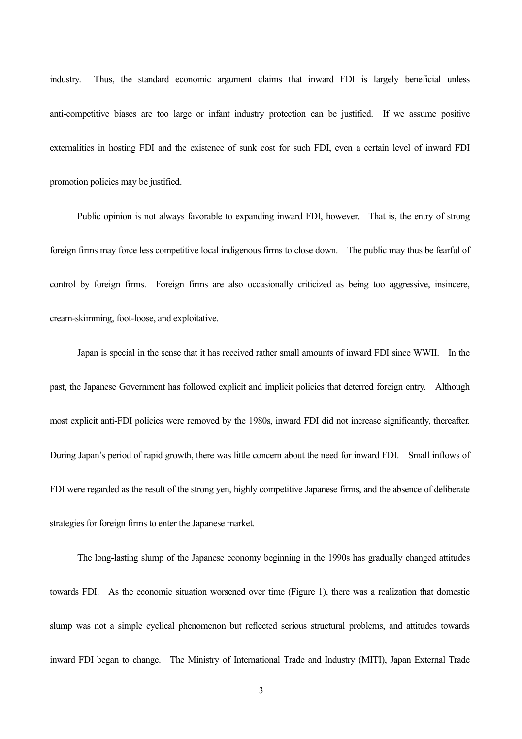industry. Thus, the standard economic argument claims that inward FDI is largely beneficial unless anti-competitive biases are too large or infant industry protection can be justified. If we assume positive externalities in hosting FDI and the existence of sunk cost for such FDI, even a certain level of inward FDI promotion policies may be justified.

Public opinion is not always favorable to expanding inward FDI, however. That is, the entry of strong foreign firms may force less competitive local indigenous firms to close down. The public may thus be fearful of control by foreign firms. Foreign firms are also occasionally criticized as being too aggressive, insincere, cream-skimming, foot-loose, and exploitative.

Japan is special in the sense that it has received rather small amounts of inward FDI since WWII. In the past, the Japanese Government has followed explicit and implicit policies that deterred foreign entry. Although most explicit anti-FDI policies were removed by the 1980s, inward FDI did not increase significantly, thereafter. During Japan's period of rapid growth, there was little concern about the need for inward FDI. Small inflows of FDI were regarded as the result of the strong yen, highly competitive Japanese firms, and the absence of deliberate strategies for foreign firms to enter the Japanese market.

The long-lasting slump of the Japanese economy beginning in the 1990s has gradually changed attitudes towards FDI. As the economic situation worsened over time (Figure 1), there was a realization that domestic slump was not a simple cyclical phenomenon but reflected serious structural problems, and attitudes towards inward FDI began to change. The Ministry of International Trade and Industry (MITI), Japan External Trade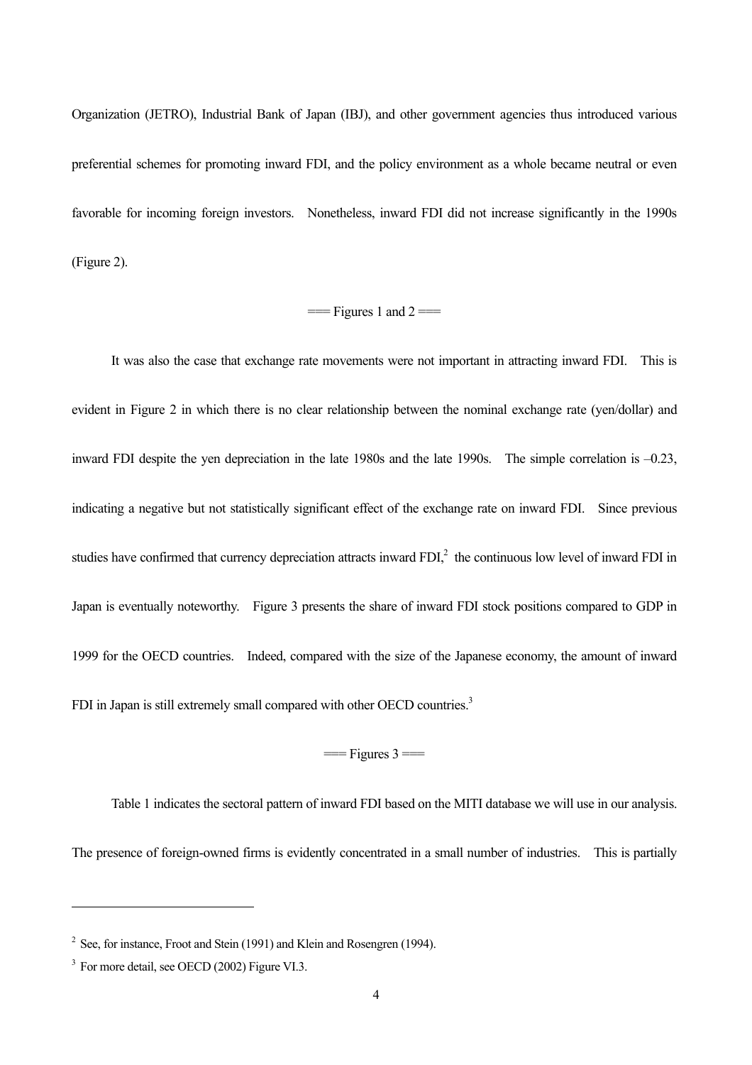Organization (JETRO), Industrial Bank of Japan (IBJ), and other government agencies thus introduced various preferential schemes for promoting inward FDI, and the policy environment as a whole became neutral or even favorable for incoming foreign investors. Nonetheless, inward FDI did not increase significantly in the 1990s (Figure 2).

=== Figures 1 and 2 ===

It was also the case that exchange rate movements were not important in attracting inward FDI. This is evident in Figure 2 in which there is no clear relationship between the nominal exchange rate (yen/dollar) and inward FDI despite the yen depreciation in the late 1980s and the late 1990s. The simple correlation is –0.23, indicating a negative but not statistically significant effect of the exchange rate on inward FDI. Since previous studies have confirmed that currency depreciation attracts inward FDI,[2] the continuous low level of inward FDI in Japan is eventually noteworthy. Figure 3 presents the share of inward FDI stock positions compared to GDP in 1999 for the OECD countries. Indeed, compared with the size of the Japanese economy, the amount of inward FDI in Japan is still extremely small compared with other OECD countries.[3]

=== Figures 3 ===

Table 1 indicates the sectoral pattern of inward FDI based on the MITI database we will use in our analysis. The presence of foreign-owned firms is evidently concentrated in a small number of industries. This is partially

---

[2] See, for instance, Froot and Stein (1991) and Klein and Rosengren (1994).

[3] For more detail, see OECD (2002) Figure VI.3.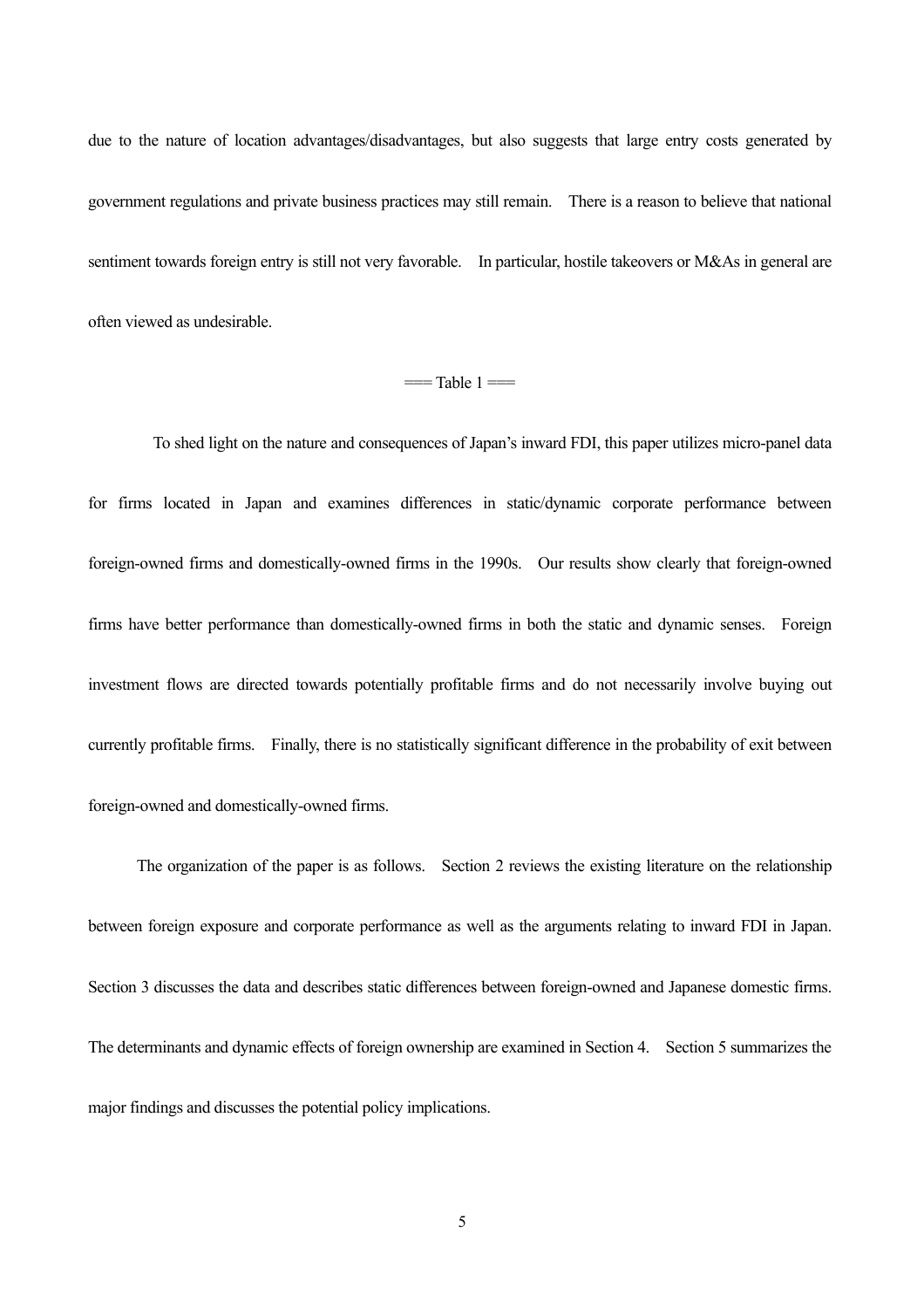due to the nature of location advantages/disadvantages, but also suggests that large entry costs generated by government regulations and private business practices may still remain. There is a reason to believe that national sentiment towards foreign entry is still not very favorable. In particular, hostile takeovers or M&As in general are often viewed as undesirable.

=== Table 1 ===

To shed light on the nature and consequences of Japan's inward FDI, this paper utilizes micro-panel data for firms located in Japan and examines differences in static/dynamic corporate performance between foreign-owned firms and domestically-owned firms in the 1990s. Our results show clearly that foreign-owned firms have better performance than domestically-owned firms in both the static and dynamic senses. Foreign investment flows are directed towards potentially profitable firms and do not necessarily involve buying out currently profitable firms. Finally, there is no statistically significant difference in the probability of exit between foreign-owned and domestically-owned firms.

The organization of the paper is as follows. Section 2 reviews the existing literature on the relationship between foreign exposure and corporate performance as well as the arguments relating to inward FDI in Japan. Section 3 discusses the data and describes static differences between foreign-owned and Japanese domestic firms. The determinants and dynamic effects of foreign ownership are examined in Section 4. Section 5 summarizes the major findings and discusses the potential policy implications.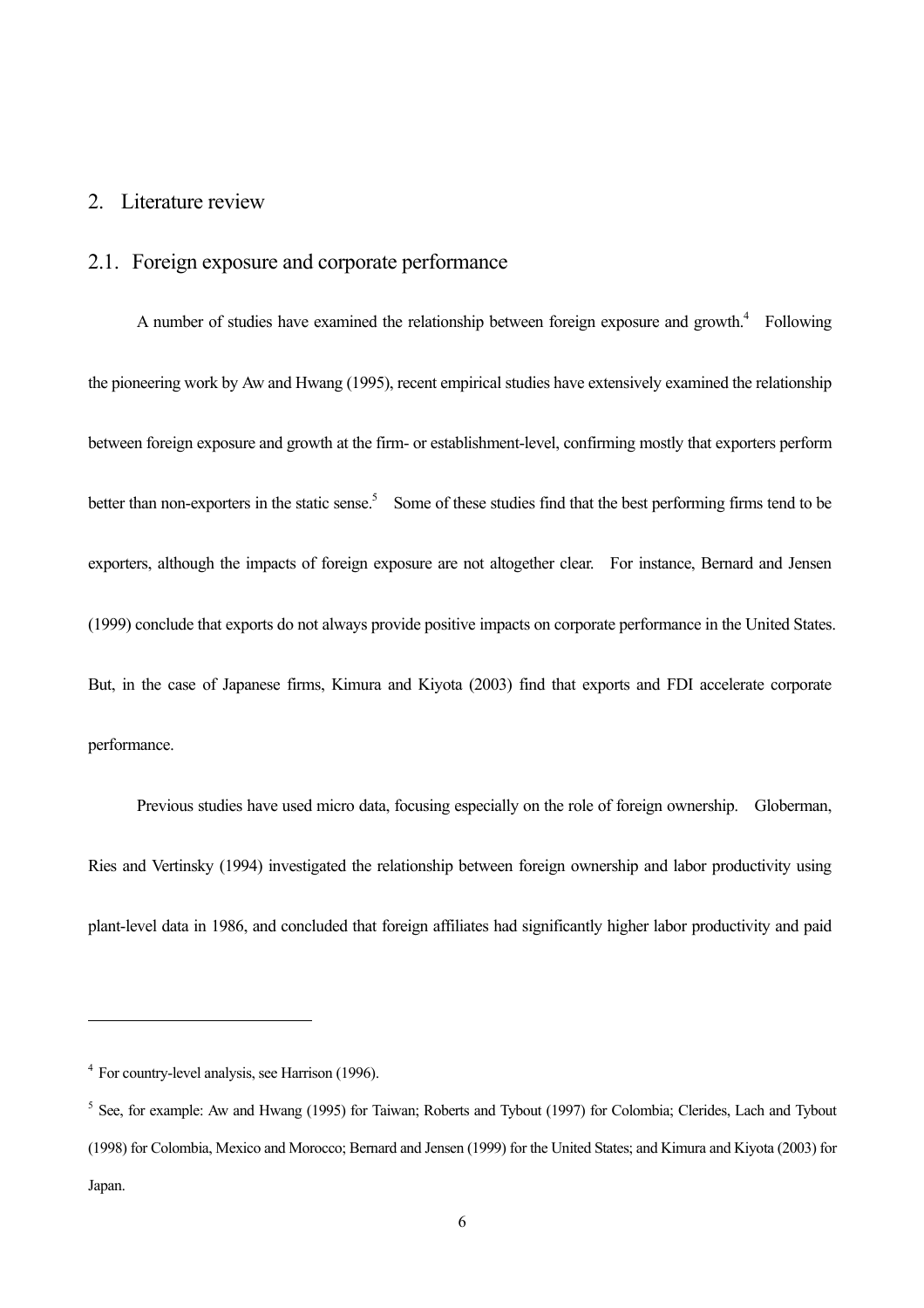## 2. Literature review

### 2.1. Foreign exposure and corporate performance

A number of studies have examined the relationship between foreign exposure and growth.[4] Following the pioneering work by Aw and Hwang (1995), recent empirical studies have extensively examined the relationship between foreign exposure and growth at the firm- or establishment-level, confirming mostly that exporters perform better than non-exporters in the static sense.[5] Some of these studies find that the best performing firms tend to be exporters, although the impacts of foreign exposure are not altogether clear. For instance, Bernard and Jensen (1999) conclude that exports do not always provide positive impacts on corporate performance in the United States. But, in the case of Japanese firms, Kimura and Kiyota (2003) find that exports and FDI accelerate corporate performance.

Previous studies have used micro data, focusing especially on the role of foreign ownership. Globerman, Ries and Vertinsky (1994) investigated the relationship between foreign ownership and labor productivity using plant-level data in 1986, and concluded that foreign affiliates had significantly higher labor productivity and paid

---

[4] For country-level analysis, see Harrison (1996).

[5] See, for example: Aw and Hwang (1995) for Taiwan; Roberts and Tybout (1997) for Colombia; Clerides, Lach and Tybout (1998) for Colombia, Mexico and Morocco; Bernard and Jensen (1999) for the United States; and Kimura and Kiyota (2003) for Japan.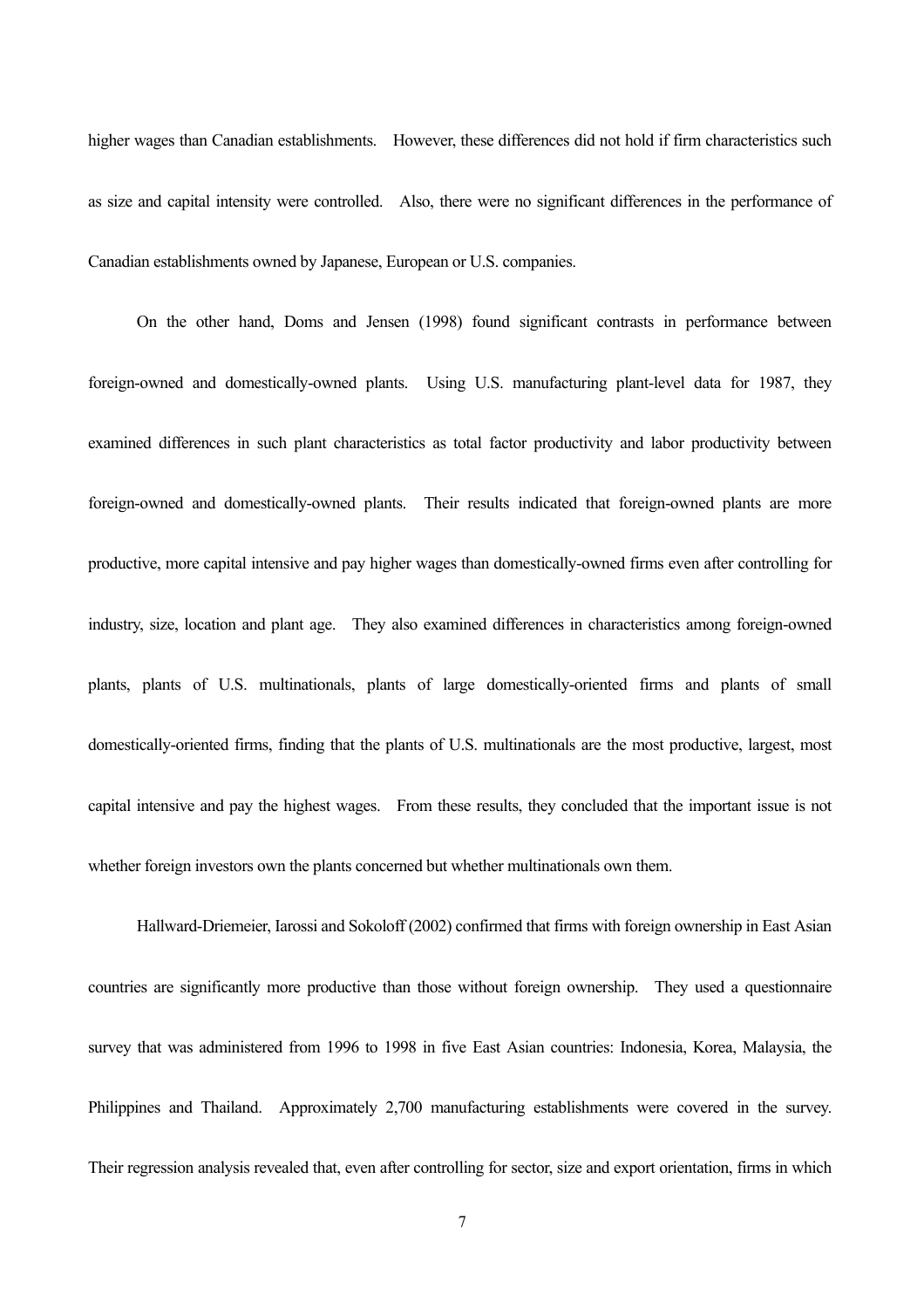higher wages than Canadian establishments. However, these differences did not hold if firm characteristics such as size and capital intensity were controlled. Also, there were no significant differences in the performance of Canadian establishments owned by Japanese, European or U.S. companies.

On the other hand, Doms and Jensen (1998) found significant contrasts in performance between foreign-owned and domestically-owned plants. Using U.S. manufacturing plant-level data for 1987, they examined differences in such plant characteristics as total factor productivity and labor productivity between foreign-owned and domestically-owned plants. Their results indicated that foreign-owned plants are more productive, more capital intensive and pay higher wages than domestically-owned firms even after controlling for industry, size, location and plant age. They also examined differences in characteristics among foreign-owned plants, plants of U.S. multinationals, plants of large domestically-oriented firms and plants of small domestically-oriented firms, finding that the plants of U.S. multinationals are the most productive, largest, most capital intensive and pay the highest wages. From these results, they concluded that the important issue is not whether foreign investors own the plants concerned but whether multinationals own them.

Hallward-Driemeier, Iarossi and Sokoloff (2002) confirmed that firms with foreign ownership in East Asian countries are significantly more productive than those without foreign ownership. They used a questionnaire survey that was administered from 1996 to 1998 in five East Asian countries: Indonesia, Korea, Malaysia, the Philippines and Thailand. Approximately 2,700 manufacturing establishments were covered in the survey. Their regression analysis revealed that, even after controlling for sector, size and export orientation, firms in which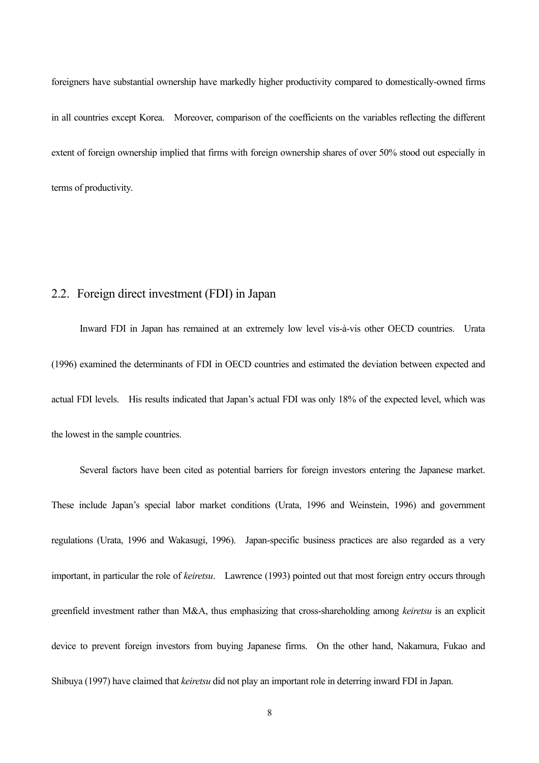foreigners have substantial ownership have markedly higher productivity compared to domestically-owned firms in all countries except Korea. Moreover, comparison of the coefficients on the variables reflecting the different extent of foreign ownership implied that firms with foreign ownership shares of over 50% stood out especially in terms of productivity.

## 2.2. Foreign direct investment (FDI) in Japan

Inward FDI in Japan has remained at an extremely low level vis-à-vis other OECD countries. Urata (1996) examined the determinants of FDI in OECD countries and estimated the deviation between expected and actual FDI levels. His results indicated that Japan's actual FDI was only 18% of the expected level, which was the lowest in the sample countries.

Several factors have been cited as potential barriers for foreign investors entering the Japanese market. These include Japan's special labor market conditions (Urata, 1996 and Weinstein, 1996) and government regulations (Urata, 1996 and Wakasugi, 1996). Japan-specific business practices are also regarded as a very important, in particular the role of *keiretsu*. Lawrence (1993) pointed out that most foreign entry occurs through greenfield investment rather than M&A, thus emphasizing that cross-shareholding among *keiretsu* is an explicit device to prevent foreign investors from buying Japanese firms. On the other hand, Nakamura, Fukao and Shibuya (1997) have claimed that *keiretsu* did not play an important role in deterring inward FDI in Japan.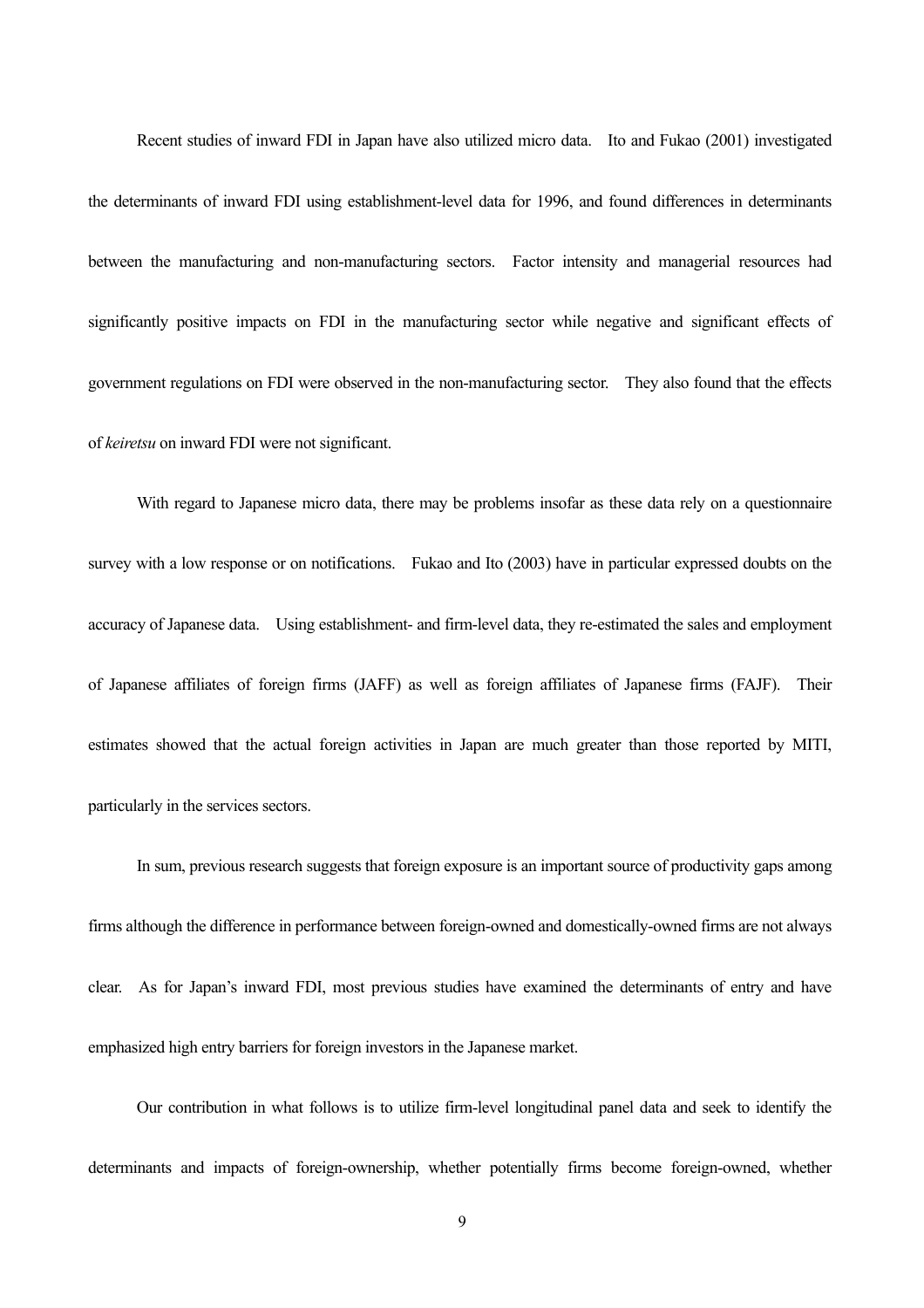Recent studies of inward FDI in Japan have also utilized micro data. Ito and Fukao (2001) investigated the determinants of inward FDI using establishment-level data for 1996, and found differences in determinants between the manufacturing and non-manufacturing sectors. Factor intensity and managerial resources had significantly positive impacts on FDI in the manufacturing sector while negative and significant effects of government regulations on FDI were observed in the non-manufacturing sector. They also found that the effects of *keiretsu* on inward FDI were not significant.

With regard to Japanese micro data, there may be problems insofar as these data rely on a questionnaire survey with a low response or on notifications. Fukao and Ito (2003) have in particular expressed doubts on the accuracy of Japanese data. Using establishment- and firm-level data, they re-estimated the sales and employment of Japanese affiliates of foreign firms (JAFF) as well as foreign affiliates of Japanese firms (FAJF). Their estimates showed that the actual foreign activities in Japan are much greater than those reported by MITI, particularly in the services sectors.

In sum, previous research suggests that foreign exposure is an important source of productivity gaps among firms although the difference in performance between foreign-owned and domestically-owned firms are not always clear. As for Japan's inward FDI, most previous studies have examined the determinants of entry and have emphasized high entry barriers for foreign investors in the Japanese market.

Our contribution in what follows is to utilize firm-level longitudinal panel data and seek to identify the determinants and impacts of foreign-ownership, whether potentially firms become foreign-owned, whether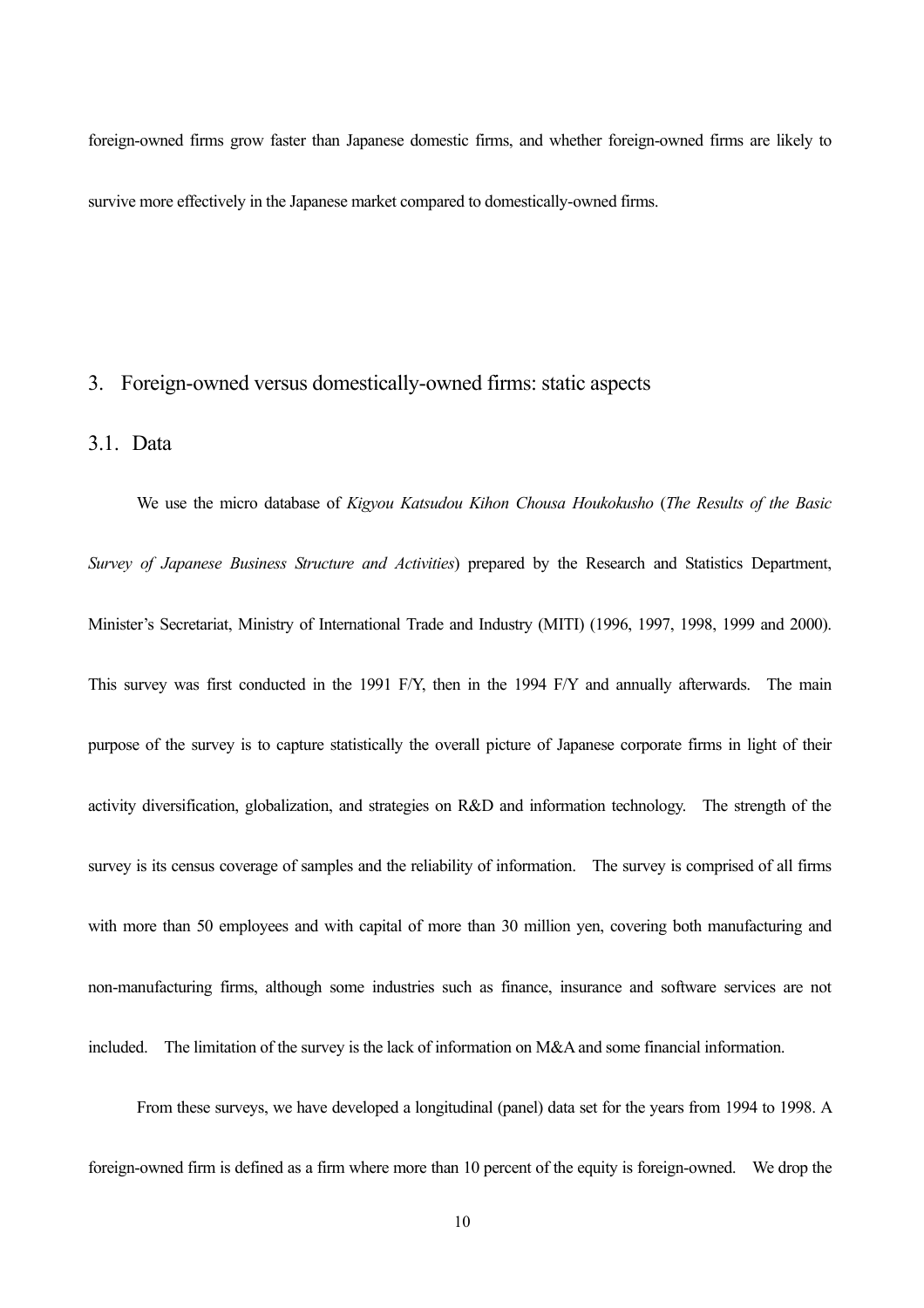foreign-owned firms grow faster than Japanese domestic firms, and whether foreign-owned firms are likely to survive more effectively in the Japanese market compared to domestically-owned firms.

## 3. Foreign-owned versus domestically-owned firms: static aspects

### 3.1. Data

We use the micro database of *Kigyou Katsudou Kihon Chousa Houkokusho* (*The Results of the Basic Survey of Japanese Business Structure and Activities*) prepared by the Research and Statistics Department, Minister's Secretariat, Ministry of International Trade and Industry (MITI) (1996, 1997, 1998, 1999 and 2000). This survey was first conducted in the 1991 F/Y, then in the 1994 F/Y and annually afterwards. The main purpose of the survey is to capture statistically the overall picture of Japanese corporate firms in light of their activity diversification, globalization, and strategies on R&D and information technology. The strength of the survey is its census coverage of samples and the reliability of information. The survey is comprised of all firms with more than 50 employees and with capital of more than 30 million yen, covering both manufacturing and non-manufacturing firms, although some industries such as finance, insurance and software services are not included. The limitation of the survey is the lack of information on M&A and some financial information.

From these surveys, we have developed a longitudinal (panel) data set for the years from 1994 to 1998. A foreign-owned firm is defined as a firm where more than 10 percent of the equity is foreign-owned. We drop the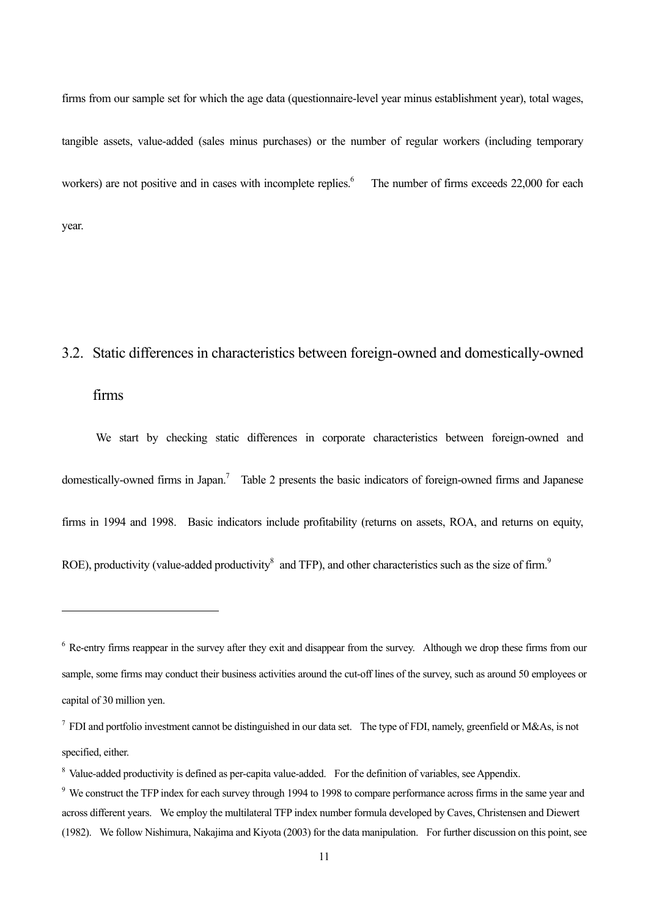firms from our sample set for which the age data (questionnaire-level year minus establishment year), total wages, tangible assets, value-added (sales minus purchases) or the number of regular workers (including temporary workers) are not positive and in cases with incomplete replies.[6] The number of firms exceeds 22,000 for each year.

## 3.2. Static differences in characteristics between foreign-owned and domestically-owned firms

We start by checking static differences in corporate characteristics between foreign-owned and domestically-owned firms in Japan.[7] Table 2 presents the basic indicators of foreign-owned firms and Japanese firms in 1994 and 1998. Basic indicators include profitability (returns on assets, ROA, and returns on equity, ROE), productivity (value-added productivity[8] and TFP), and other characteristics such as the size of firm.[9]

---

[6] Re-entry firms reappear in the survey after they exit and disappear from the survey. Although we drop these firms from our sample, some firms may conduct their business activities around the cut-off lines of the survey, such as around 50 employees or capital of 30 million yen.

[7] FDI and portfolio investment cannot be distinguished in our data set. The type of FDI, namely, greenfield or M&As, is not specified, either.

[8] Value-added productivity is defined as per-capita value-added. For the definition of variables, see Appendix.

[9] We construct the TFP index for each survey through 1994 to 1998 to compare performance across firms in the same year and across different years. We employ the multilateral TFP index number formula developed by Caves, Christensen and Diewert (1982). We follow Nishimura, Nakajima and Kiyota (2003) for the data manipulation. For further discussion on this point, see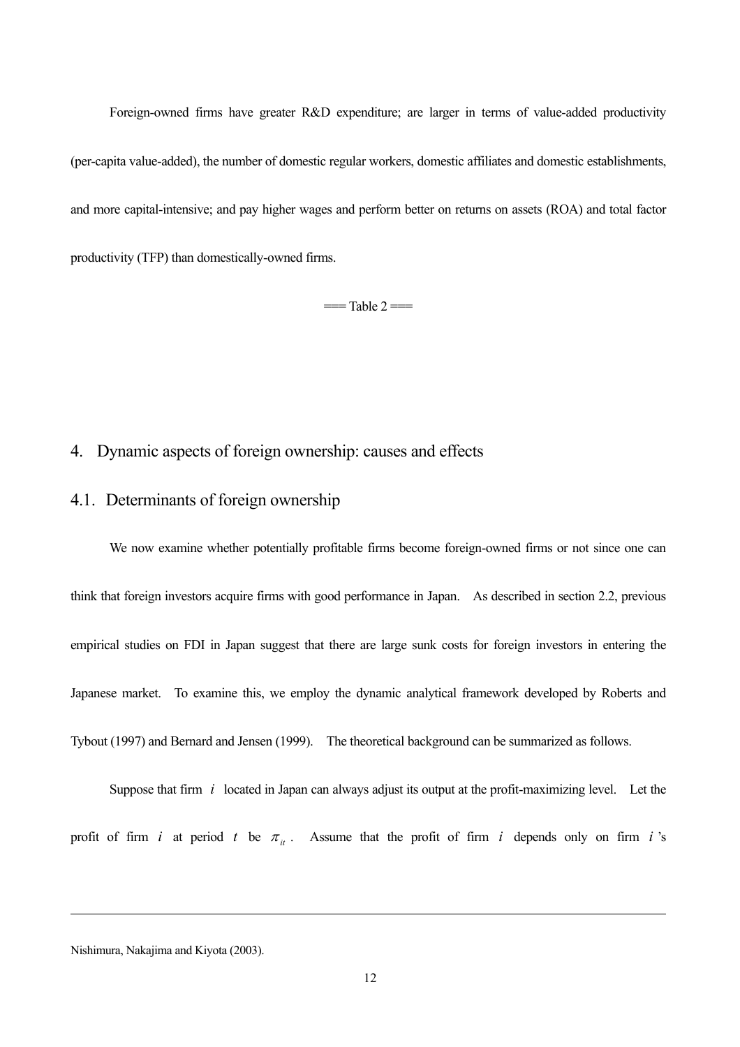Foreign-owned firms have greater R&D expenditure; are larger in terms of value-added productivity (per-capita value-added), the number of domestic regular workers, domestic affiliates and domestic establishments, and more capital-intensive; and pay higher wages and perform better on returns on assets (ROA) and total factor productivity (TFP) than domestically-owned firms.

=== Table 2 ===

## 4. Dynamic aspects of foreign ownership: causes and effects

### 4.1. Determinants of foreign ownership

We now examine whether potentially profitable firms become foreign-owned firms or not since one can think that foreign investors acquire firms with good performance in Japan. As described in section 2.2, previous empirical studies on FDI in Japan suggest that there are large sunk costs for foreign investors in entering the Japanese market. To examine this, we employ the dynamic analytical framework developed by Roberts and Tybout (1997) and Bernard and Jensen (1999). The theoretical background can be summarized as follows.

Suppose that firm $i$ located in Japan can always adjust its output at the profit-maximizing level. Let the profit of firm $i$ at period $t$ be $\pi_{it}$. Assume that the profit of firm $i$ depends only on firm $i$'s

---

Nishimura, Nakajima and Kiyota (2003).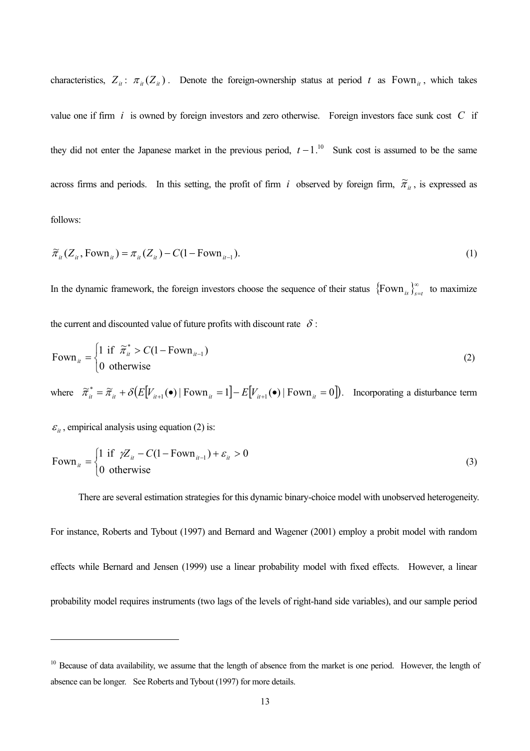characteristics, $Z_{it}$: $\pi_{it}(Z_{it})$. Denote the foreign-ownership status at period $t$ as $\text{Fown}_{it}$, which takes value one if firm $i$ is owned by foreign investors and zero otherwise. Foreign investors face sunk cost $C$ if they did not enter the Japanese market in the previous period, $t-1$.[10] Sunk cost is assumed to be the same across firms and periods. In this setting, the profit of firm $i$ observed by foreign firm, $\tilde{\pi}_{it}$, is expressed as follows:

$$\tilde{\pi}_{it}(Z_{it}, \text{Fown}_{it}) = \pi_{it}(Z_{it}) - C(1 - \text{Fown}_{it-1}). \tag{1}$$

In the dynamic framework, the foreign investors choose the sequence of their status $\{\text{Fown}_{is}\}_{s=t}^{\infty}$ to maximize the current and discounted value of future profits with discount rate $\delta$:

$$\text{Fown}_{it} = \begin{cases} 1 \text{ if } \tilde{\pi}_{it}^{*} > C(1 - \text{Fown}_{it-1}) \\ 0 \text{ otherwise} \end{cases} \tag{2}$$

where $\tilde{\pi}_{it}^{*} = \tilde{\pi}_{it} + \delta\left(E[V_{it+1}(\bullet) \mid \text{Fown}_{it} = 1] - E[V_{it+1}(\bullet) \mid \text{Fown}_{it} = 0]\right)$. Incorporating a disturbance term $\varepsilon_{it}$, empirical analysis using equation (2) is:

$$\text{Fown}_{it} = \begin{cases} 1 \text{ if } \gamma Z_{it} - C(1 - \text{Fown}_{it-1}) + \varepsilon_{it} > 0 \\ 0 \text{ otherwise} \end{cases} \tag{3}$$

There are several estimation strategies for this dynamic binary-choice model with unobserved heterogeneity. For instance, Roberts and Tybout (1997) and Bernard and Wagener (2001) employ a probit model with random effects while Bernard and Jensen (1999) use a linear probability model with fixed effects. However, a linear probability model requires instruments (two lags of the levels of right-hand side variables), and our sample period

[10] Because of data availability, we assume that the length of absence from the market is one period. However, the length of absence can be longer. See Roberts and Tybout (1997) for more details.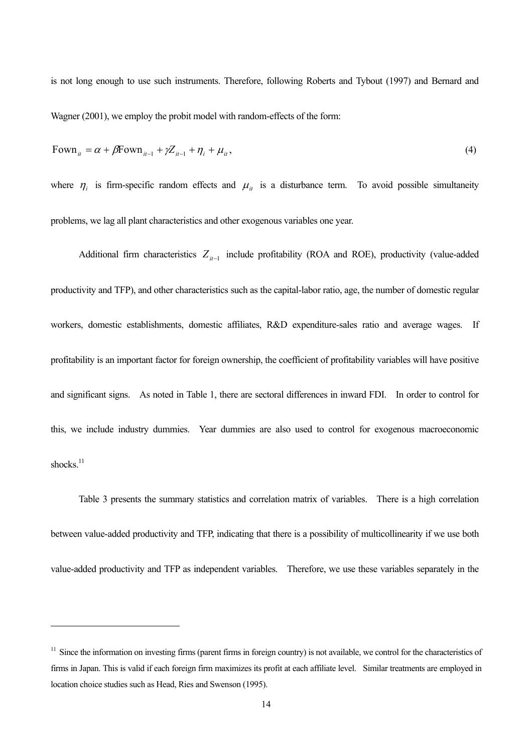is not long enough to use such instruments. Therefore, following Roberts and Tybout (1997) and Bernard and Wagner (2001), we employ the probit model with random-effects of the form:

$$\text{Fown}_{it} = \alpha + \beta \text{Fown}_{it-1} + \gamma Z_{it-1} + \eta_i + \mu_{it}, \tag{4}$$

where $\eta_i$ is firm-specific random effects and $\mu_{it}$ is a disturbance term. To avoid possible simultaneity problems, we lag all plant characteristics and other exogenous variables one year.

Additional firm characteristics $Z_{it-1}$ include profitability (ROA and ROE), productivity (value-added productivity and TFP), and other characteristics such as the capital-labor ratio, age, the number of domestic regular workers, domestic establishments, domestic affiliates, R&D expenditure-sales ratio and average wages. If profitability is an important factor for foreign ownership, the coefficient of profitability variables will have positive and significant signs. As noted in Table 1, there are sectoral differences in inward FDI. In order to control for this, we include industry dummies. Year dummies are also used to control for exogenous macroeconomic shocks.[11]

Table 3 presents the summary statistics and correlation matrix of variables. There is a high correlation between value-added productivity and TFP, indicating that there is a possibility of multicollinearity if we use both value-added productivity and TFP as independent variables. Therefore, we use these variables separately in the

---

[11] Since the information on investing firms (parent firms in foreign country) is not available, we control for the characteristics of firms in Japan. This is valid if each foreign firm maximizes its profit at each affiliate level. Similar treatments are employed in location choice studies such as Head, Ries and Swenson (1995).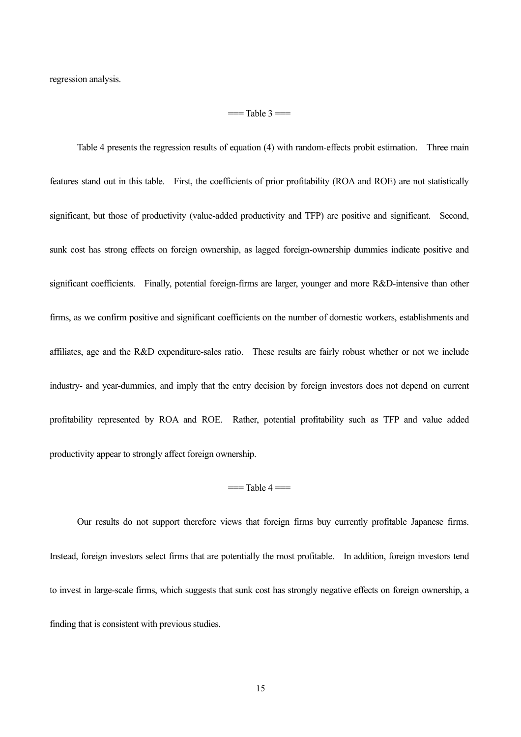regression analysis.

=== Table 3 ===

Table 4 presents the regression results of equation (4) with random-effects probit estimation. Three main features stand out in this table. First, the coefficients of prior profitability (ROA and ROE) are not statistically significant, but those of productivity (value-added productivity and TFP) are positive and significant. Second, sunk cost has strong effects on foreign ownership, as lagged foreign-ownership dummies indicate positive and significant coefficients. Finally, potential foreign-firms are larger, younger and more R&D-intensive than other firms, as we confirm positive and significant coefficients on the number of domestic workers, establishments and affiliates, age and the R&D expenditure-sales ratio. These results are fairly robust whether or not we include industry- and year-dummies, and imply that the entry decision by foreign investors does not depend on current profitability represented by ROA and ROE. Rather, potential profitability such as TFP and value added productivity appear to strongly affect foreign ownership.

=== Table 4 ===

Our results do not support therefore views that foreign firms buy currently profitable Japanese firms. Instead, foreign investors select firms that are potentially the most profitable. In addition, foreign investors tend to invest in large-scale firms, which suggests that sunk cost has strongly negative effects on foreign ownership, a finding that is consistent with previous studies.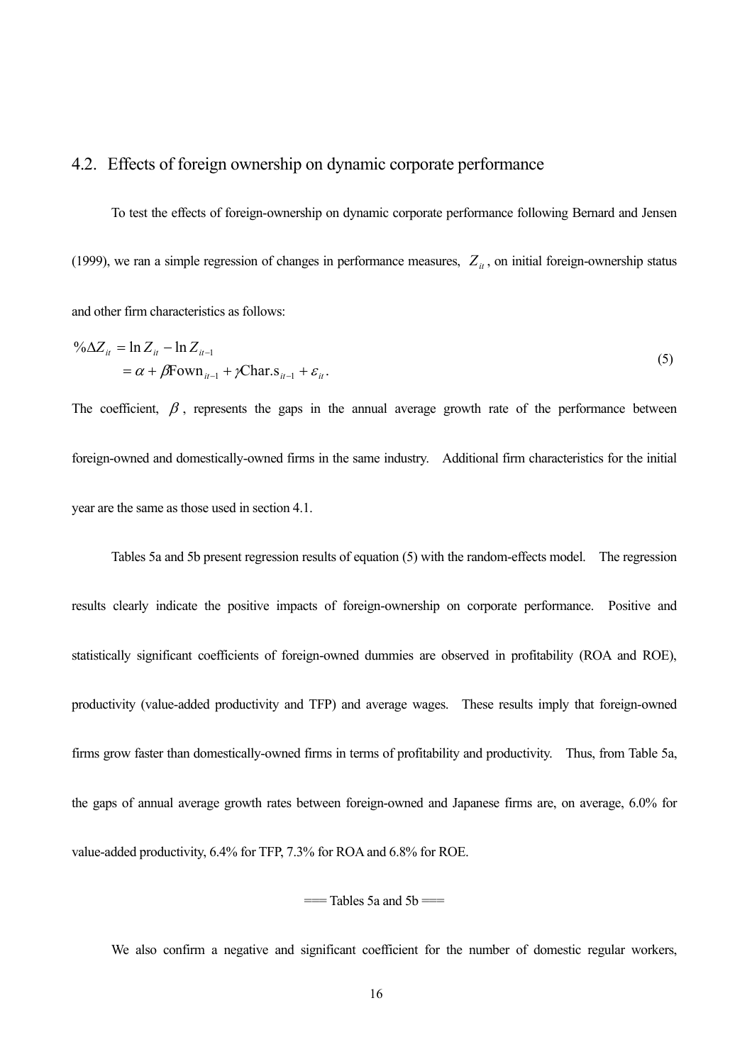## 4.2. Effects of foreign ownership on dynamic corporate performance

To test the effects of foreign-ownership on dynamic corporate performance following Bernard and Jensen (1999), we ran a simple regression of changes in performance measures, $Z_{it}$, on initial foreign-ownership status and other firm characteristics as follows:

$$
\begin{aligned}
\%\Delta Z_{it} &= \ln Z_{it} - \ln Z_{it-1} \\
&= \alpha + \beta \text{Fown}_{it-1} + \gamma \text{Char.s}_{it-1} + \varepsilon_{it}.
\end{aligned}
\tag{5}
$$

The coefficient, $\beta$, represents the gaps in the annual average growth rate of the performance between foreign-owned and domestically-owned firms in the same industry. Additional firm characteristics for the initial year are the same as those used in section 4.1.

Tables 5a and 5b present regression results of equation (5) with the random-effects model. The regression results clearly indicate the positive impacts of foreign-ownership on corporate performance. Positive and statistically significant coefficients of foreign-owned dummies are observed in profitability (ROA and ROE), productivity (value-added productivity and TFP) and average wages. These results imply that foreign-owned firms grow faster than domestically-owned firms in terms of profitability and productivity. Thus, from Table 5a, the gaps of annual average growth rates between foreign-owned and Japanese firms are, on average, 6.0% for value-added productivity, 6.4% for TFP, 7.3% for ROA and 6.8% for ROE.

=== Tables 5a and 5b ===

We also confirm a negative and significant coefficient for the number of domestic regular workers,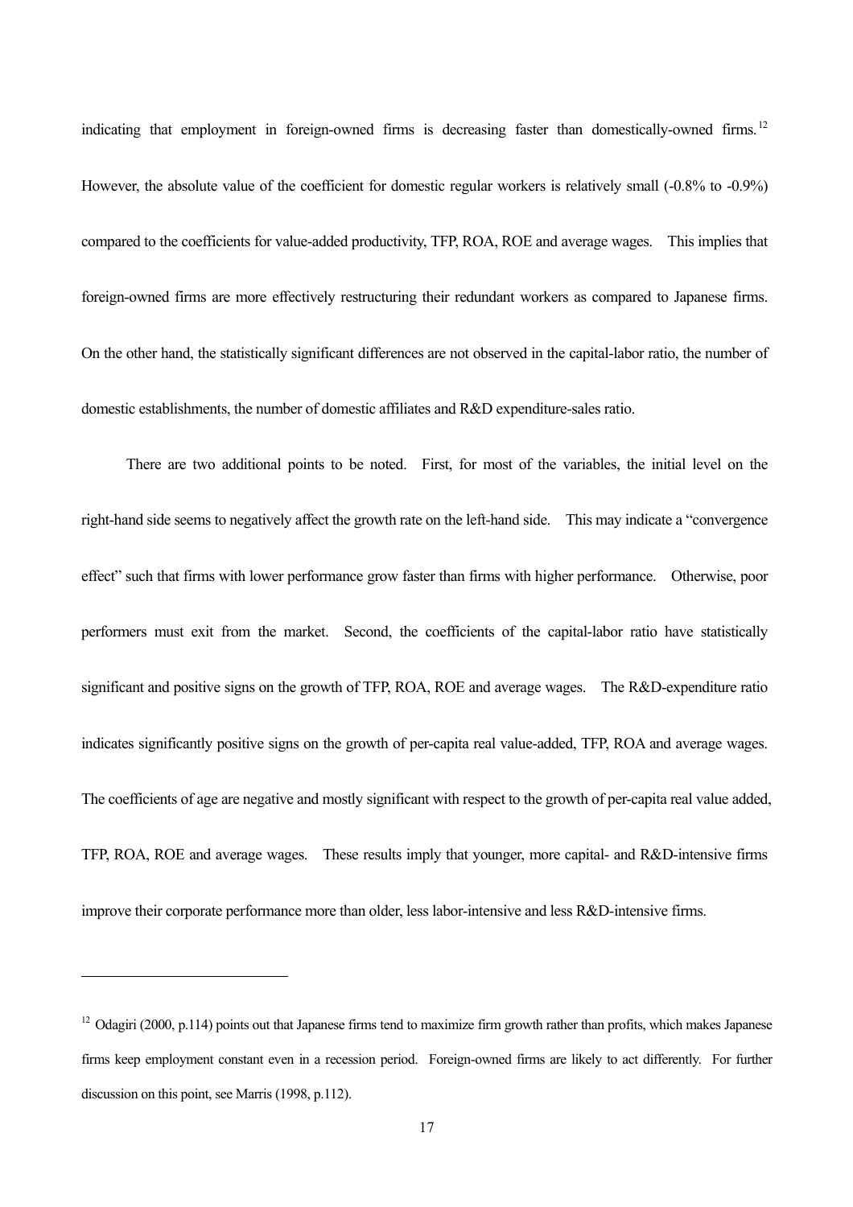indicating that employment in foreign-owned firms is decreasing faster than domestically-owned firms.[12] However, the absolute value of the coefficient for domestic regular workers is relatively small (-0.8% to -0.9%) compared to the coefficients for value-added productivity, TFP, ROA, ROE and average wages. This implies that foreign-owned firms are more effectively restructuring their redundant workers as compared to Japanese firms. On the other hand, the statistically significant differences are not observed in the capital-labor ratio, the number of domestic establishments, the number of domestic affiliates and R&D expenditure-sales ratio.

There are two additional points to be noted. First, for most of the variables, the initial level on the right-hand side seems to negatively affect the growth rate on the left-hand side. This may indicate a "convergence effect" such that firms with lower performance grow faster than firms with higher performance. Otherwise, poor performers must exit from the market. Second, the coefficients of the capital-labor ratio have statistically significant and positive signs on the growth of TFP, ROA, ROE and average wages. The R&D-expenditure ratio indicates significantly positive signs on the growth of per-capita real value-added, TFP, ROA and average wages. The coefficients of age are negative and mostly significant with respect to the growth of per-capita real value added, TFP, ROA, ROE and average wages. These results imply that younger, more capital- and R&D-intensive firms improve their corporate performance more than older, less labor-intensive and less R&D-intensive firms.

---

[12] Odagiri (2000, p.114) points out that Japanese firms tend to maximize firm growth rather than profits, which makes Japanese firms keep employment constant even in a recession period. Foreign-owned firms are likely to act differently. For further discussion on this point, see Marris (1998, p.112).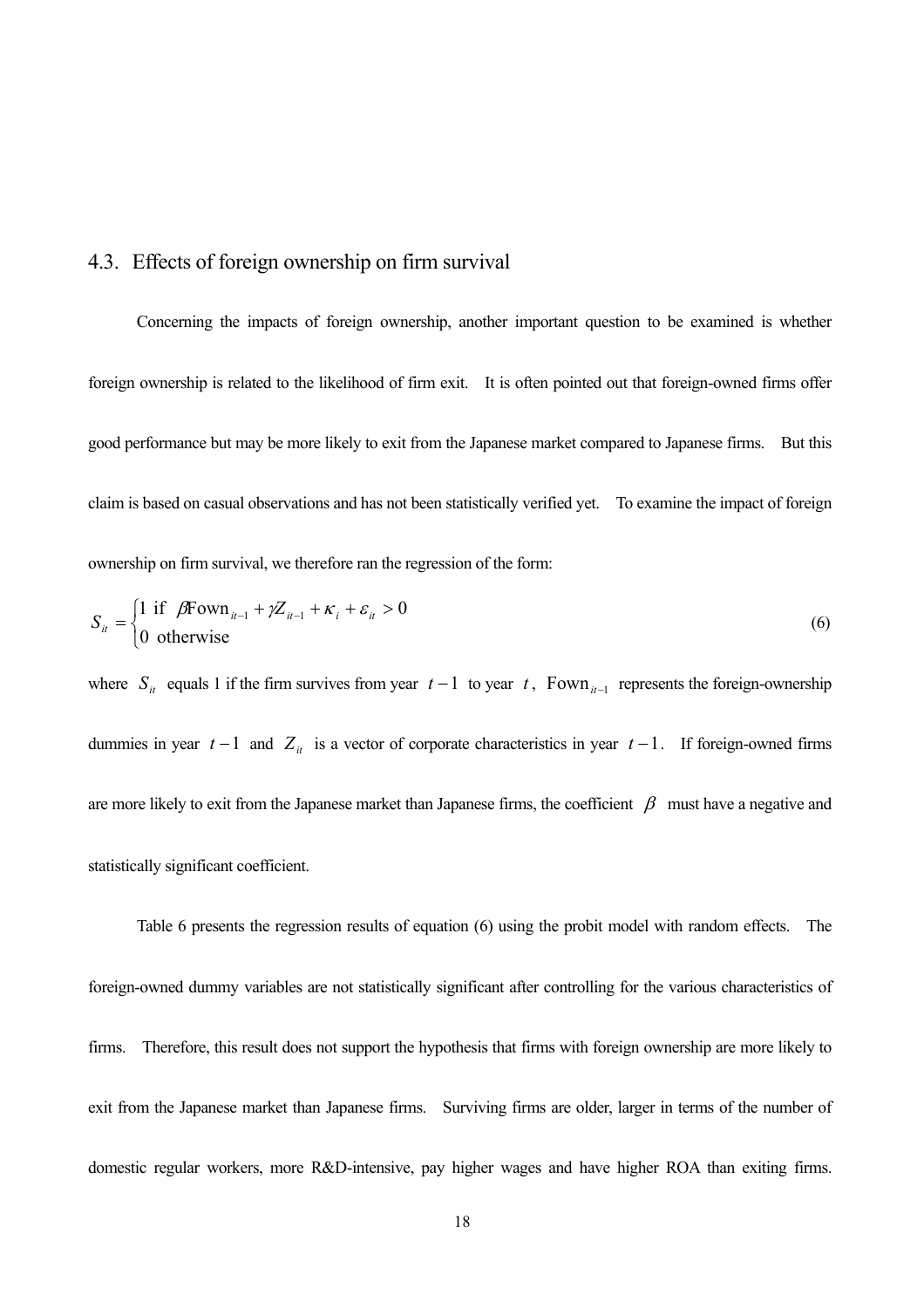## 4.3. Effects of foreign ownership on firm survival

Concerning the impacts of foreign ownership, another important question to be examined is whether foreign ownership is related to the likelihood of firm exit. It is often pointed out that foreign-owned firms offer good performance but may be more likely to exit from the Japanese market compared to Japanese firms. But this claim is based on casual observations and has not been statistically verified yet. To examine the impact of foreign ownership on firm survival, we therefore ran the regression of the form:

$$S_{it} = \begin{cases} 1 \text{ if } \beta \text{Fown}_{it-1} + \gamma Z_{it-1} + \kappa_i + \varepsilon_{it} > 0 \\ 0 \text{ otherwise} \end{cases} \tag{6}$$

where $S_{it}$ equals 1 if the firm survives from year $t-1$ to year $t$, $\text{Fown}_{it-1}$ represents the foreign-ownership dummies in year $t-1$ and $Z_{it}$ is a vector of corporate characteristics in year $t-1$. If foreign-owned firms are more likely to exit from the Japanese market than Japanese firms, the coefficient $\beta$ must have a negative and statistically significant coefficient.

Table 6 presents the regression results of equation (6) using the probit model with random effects. The foreign-owned dummy variables are not statistically significant after controlling for the various characteristics of firms. Therefore, this result does not support the hypothesis that firms with foreign ownership are more likely to exit from the Japanese market than Japanese firms. Surviving firms are older, larger in terms of the number of domestic regular workers, more R&D-intensive, pay higher wages and have higher ROA than exiting firms.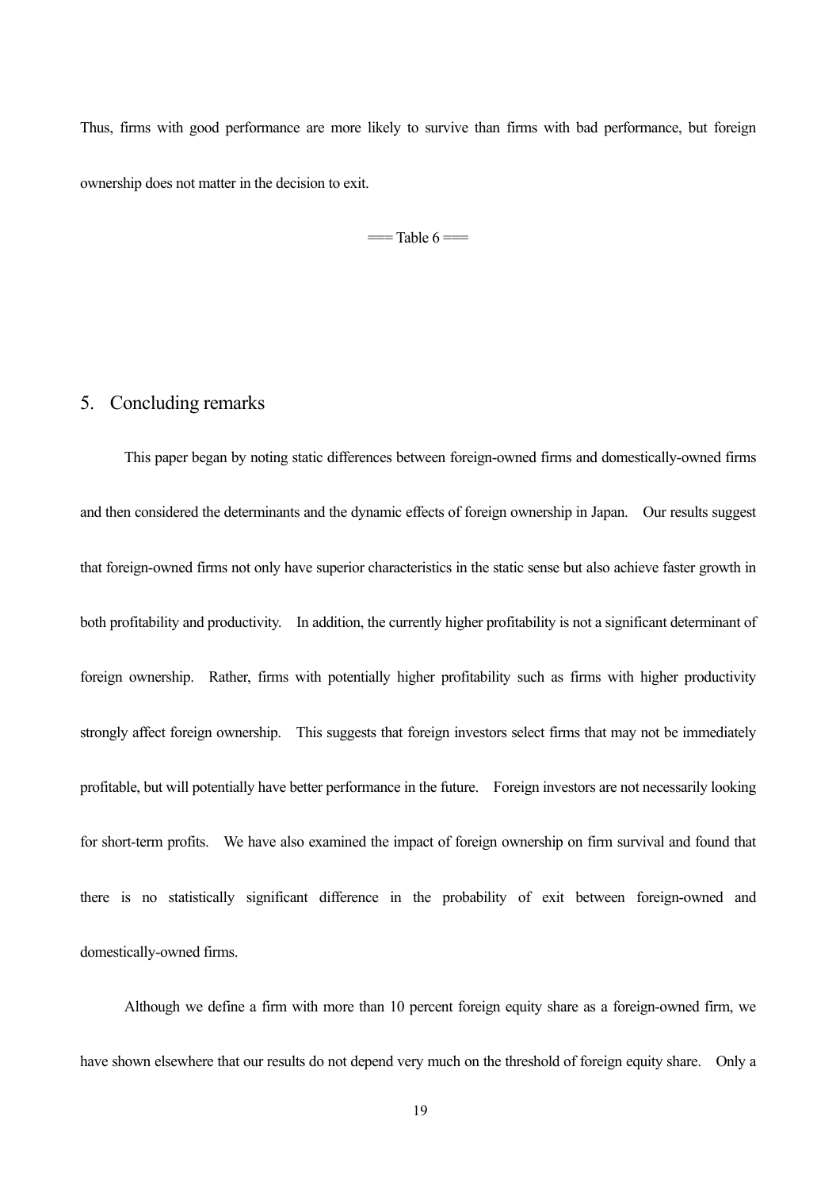Thus, firms with good performance are more likely to survive than firms with bad performance, but foreign ownership does not matter in the decision to exit.

=== Table 6 ===

## 5. Concluding remarks

This paper began by noting static differences between foreign-owned firms and domestically-owned firms and then considered the determinants and the dynamic effects of foreign ownership in Japan. Our results suggest that foreign-owned firms not only have superior characteristics in the static sense but also achieve faster growth in both profitability and productivity. In addition, the currently higher profitability is not a significant determinant of foreign ownership. Rather, firms with potentially higher profitability such as firms with higher productivity strongly affect foreign ownership. This suggests that foreign investors select firms that may not be immediately profitable, but will potentially have better performance in the future. Foreign investors are not necessarily looking for short-term profits. We have also examined the impact of foreign ownership on firm survival and found that there is no statistically significant difference in the probability of exit between foreign-owned and domestically-owned firms.

Although we define a firm with more than 10 percent foreign equity share as a foreign-owned firm, we have shown elsewhere that our results do not depend very much on the threshold of foreign equity share. Only a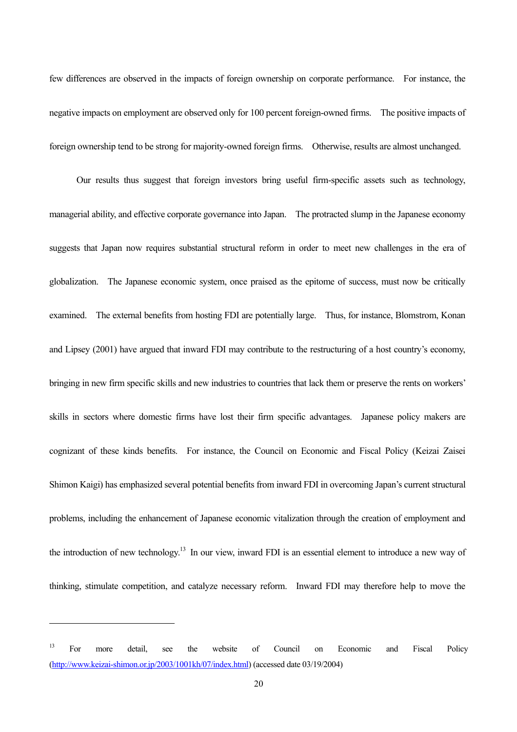few differences are observed in the impacts of foreign ownership on corporate performance. For instance, the negative impacts on employment are observed only for 100 percent foreign-owned firms. The positive impacts of foreign ownership tend to be strong for majority-owned foreign firms. Otherwise, results are almost unchanged.

Our results thus suggest that foreign investors bring useful firm-specific assets such as technology, managerial ability, and effective corporate governance into Japan. The protracted slump in the Japanese economy suggests that Japan now requires substantial structural reform in order to meet new challenges in the era of globalization. The Japanese economic system, once praised as the epitome of success, must now be critically examined. The external benefits from hosting FDI are potentially large. Thus, for instance, Blomstrom, Konan and Lipsey (2001) have argued that inward FDI may contribute to the restructuring of a host country's economy, bringing in new firm specific skills and new industries to countries that lack them or preserve the rents on workers' skills in sectors where domestic firms have lost their firm specific advantages. Japanese policy makers are cognizant of these kinds benefits. For instance, the Council on Economic and Fiscal Policy (Keizai Zaisei Shimon Kaigi) has emphasized several potential benefits from inward FDI in overcoming Japan's current structural problems, including the enhancement of Japanese economic vitalization through the creation of employment and the introduction of new technology.[13] In our view, inward FDI is an essential element to introduce a new way of thinking, stimulate competition, and catalyze necessary reform. Inward FDI may therefore help to move the

---

[13] For more detail, see the website of Council on Economic and Fiscal Policy (http://www.keizai-shimon.or.jp/2003/1001kh/07/index.html) (accessed date 03/19/2004)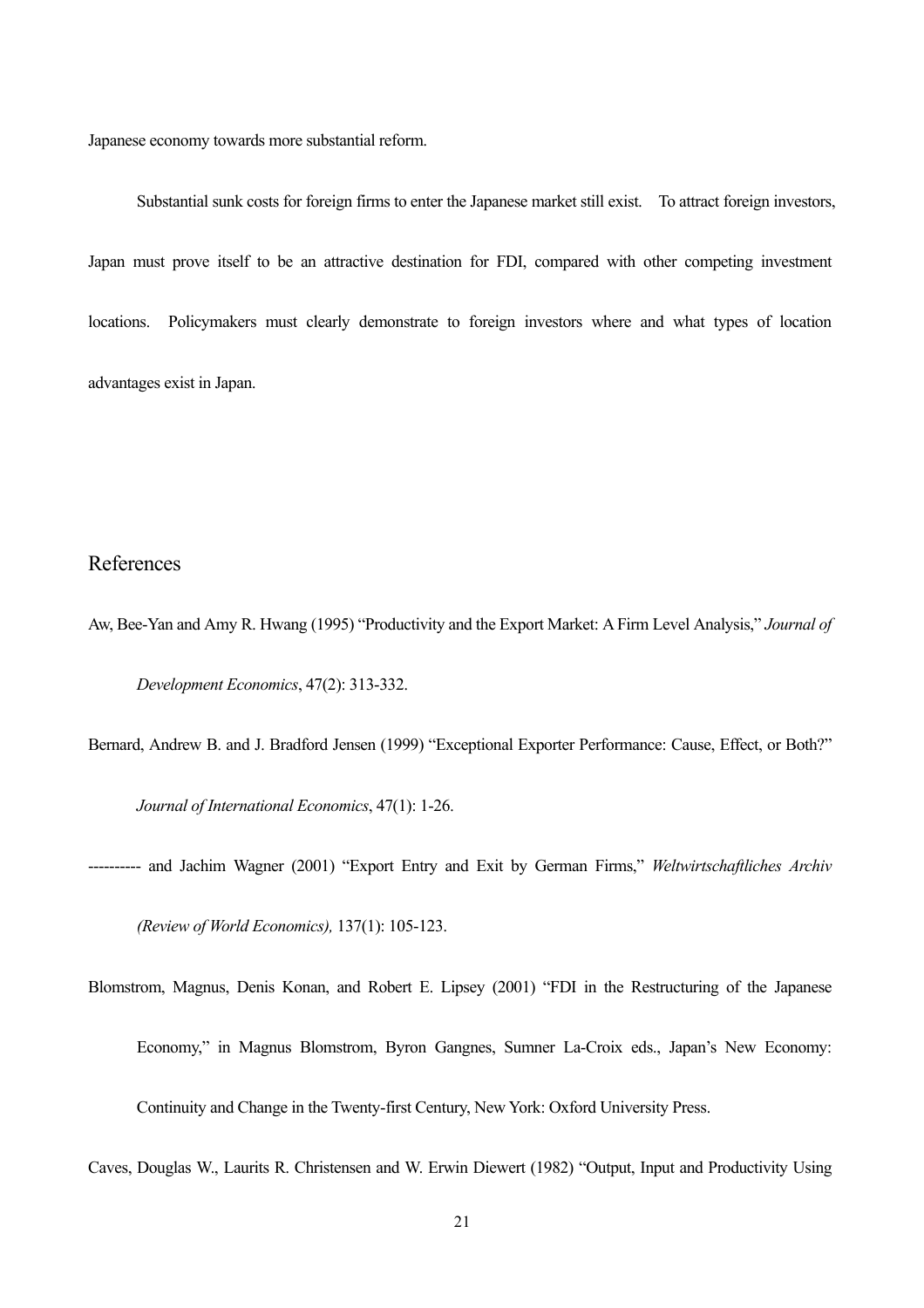Japanese economy towards more substantial reform.

Substantial sunk costs for foreign firms to enter the Japanese market still exist. To attract foreign investors, Japan must prove itself to be an attractive destination for FDI, compared with other competing investment locations. Policymakers must clearly demonstrate to foreign investors where and what types of location advantages exist in Japan.

## References

Aw, Bee-Yan and Amy R. Hwang (1995) "Productivity and the Export Market: A Firm Level Analysis," *Journal of Development Economics*, 47(2): 313-332.

Bernard, Andrew B. and J. Bradford Jensen (1999) "Exceptional Exporter Performance: Cause, Effect, or Both?" *Journal of International Economics*, 47(1): 1-26.

---------- and Jachim Wagner (2001) "Export Entry and Exit by German Firms," *Weltwirtschaftliches Archiv (Review of World Economics),* 137(1): 105-123.

Blomstrom, Magnus, Denis Konan, and Robert E. Lipsey (2001) "FDI in the Restructuring of the Japanese Economy," in Magnus Blomstrom, Byron Gangnes, Sumner La-Croix eds., Japan's New Economy: Continuity and Change in the Twenty-first Century, New York: Oxford University Press.

Caves, Douglas W., Laurits R. Christensen and W. Erwin Diewert (1982) "Output, Input and Productivity Using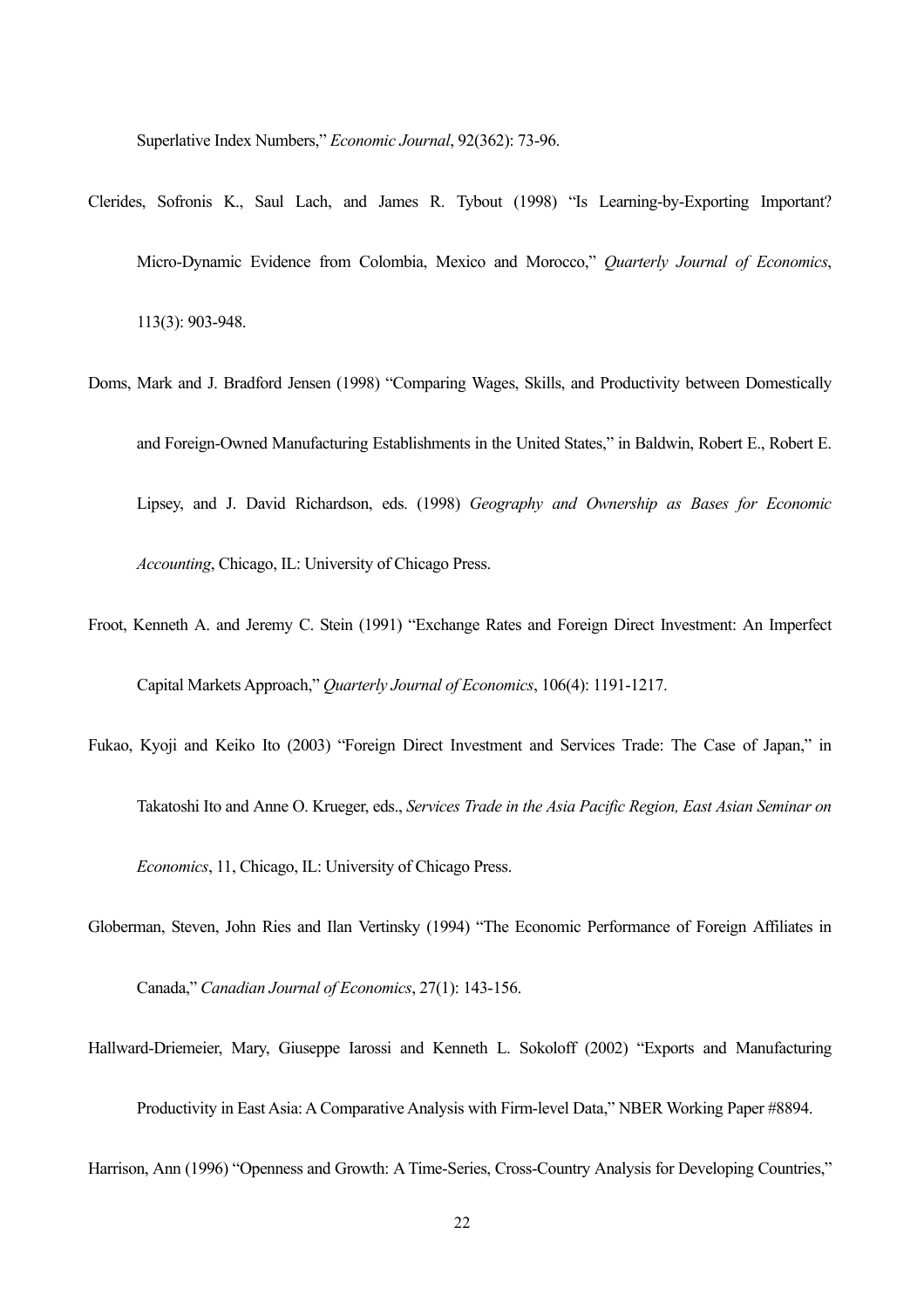Superlative Index Numbers," *Economic Journal*, 92(362): 73-96.

Clerides, Sofronis K., Saul Lach, and James R. Tybout (1998) "Is Learning-by-Exporting Important? Micro-Dynamic Evidence from Colombia, Mexico and Morocco," *Quarterly Journal of Economics*, 113(3): 903-948.

Doms, Mark and J. Bradford Jensen (1998) "Comparing Wages, Skills, and Productivity between Domestically and Foreign-Owned Manufacturing Establishments in the United States," in Baldwin, Robert E., Robert E. Lipsey, and J. David Richardson, eds. (1998) *Geography and Ownership as Bases for Economic Accounting*, Chicago, IL: University of Chicago Press.

Froot, Kenneth A. and Jeremy C. Stein (1991) "Exchange Rates and Foreign Direct Investment: An Imperfect Capital Markets Approach," *Quarterly Journal of Economics*, 106(4): 1191-1217.

Fukao, Kyoji and Keiko Ito (2003) "Foreign Direct Investment and Services Trade: The Case of Japan," in Takatoshi Ito and Anne O. Krueger, eds., *Services Trade in the Asia Pacific Region, East Asian Seminar on Economics*, 11, Chicago, IL: University of Chicago Press.

Globerman, Steven, John Ries and Ilan Vertinsky (1994) "The Economic Performance of Foreign Affiliates in Canada," *Canadian Journal of Economics*, 27(1): 143-156.

Hallward-Driemeier, Mary, Giuseppe Iarossi and Kenneth L. Sokoloff (2002) "Exports and Manufacturing Productivity in East Asia: A Comparative Analysis with Firm-level Data," NBER Working Paper #8894.

Harrison, Ann (1996) "Openness and Growth: A Time-Series, Cross-Country Analysis for Developing Countries,"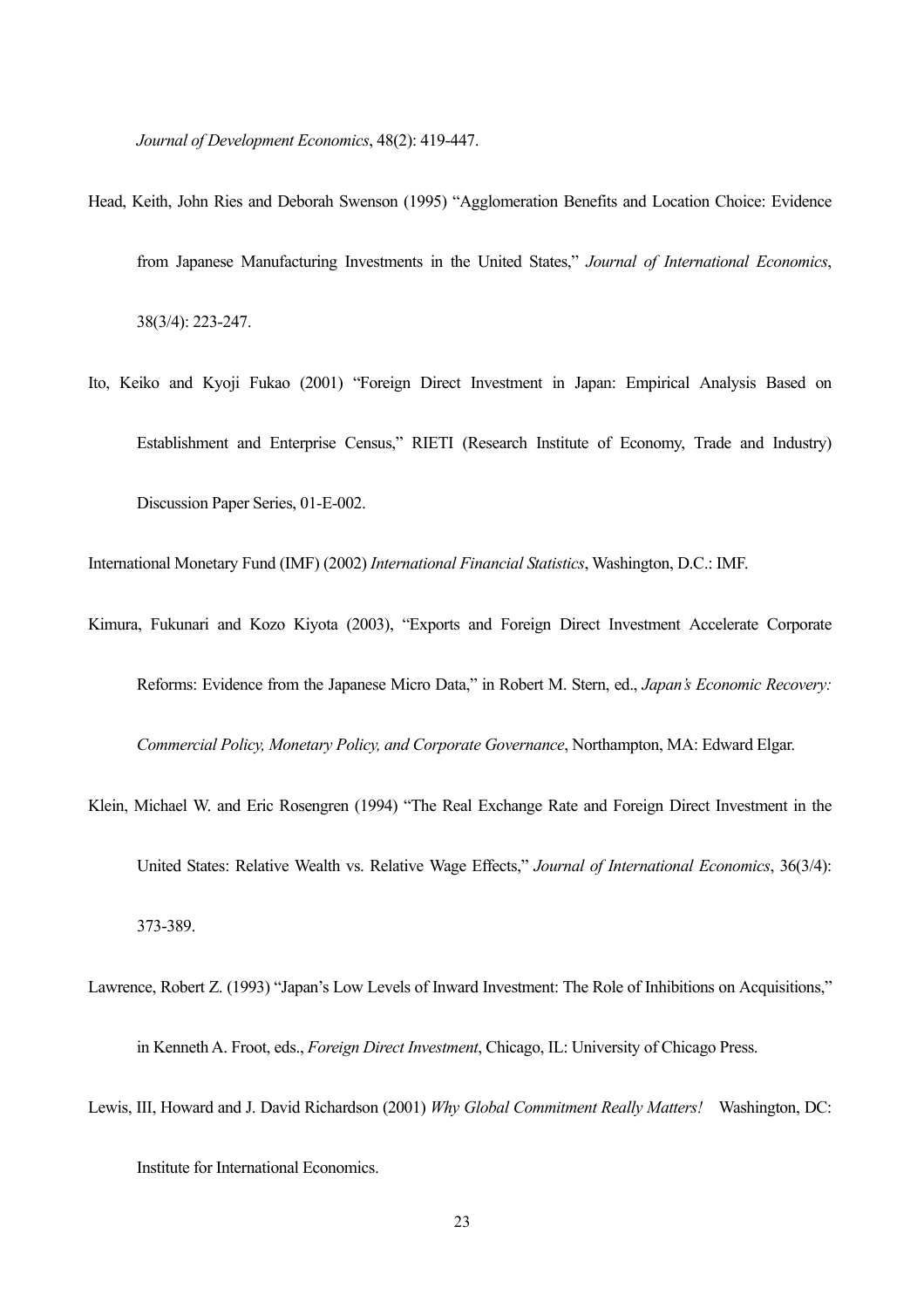*Journal of Development Economics*, 48(2): 419-447.

Head, Keith, John Ries and Deborah Swenson (1995) "Agglomeration Benefits and Location Choice: Evidence from Japanese Manufacturing Investments in the United States," *Journal of International Economics*, 38(3/4): 223-247.

Ito, Keiko and Kyoji Fukao (2001) "Foreign Direct Investment in Japan: Empirical Analysis Based on Establishment and Enterprise Census," RIETI (Research Institute of Economy, Trade and Industry) Discussion Paper Series, 01-E-002.

International Monetary Fund (IMF) (2002) *International Financial Statistics*, Washington, D.C.: IMF.

Kimura, Fukunari and Kozo Kiyota (2003), "Exports and Foreign Direct Investment Accelerate Corporate Reforms: Evidence from the Japanese Micro Data," in Robert M. Stern, ed., *Japan's Economic Recovery: Commercial Policy, Monetary Policy, and Corporate Governance*, Northampton, MA: Edward Elgar.

Klein, Michael W. and Eric Rosengren (1994) "The Real Exchange Rate and Foreign Direct Investment in the United States: Relative Wealth vs. Relative Wage Effects," *Journal of International Economics*, 36(3/4): 373-389.

Lawrence, Robert Z. (1993) "Japan's Low Levels of Inward Investment: The Role of Inhibitions on Acquisitions," in Kenneth A. Froot, eds., *Foreign Direct Investment*, Chicago, IL: University of Chicago Press.

Lewis, III, Howard and J. David Richardson (2001) *Why Global Commitment Really Matters!* Washington, DC: Institute for International Economics.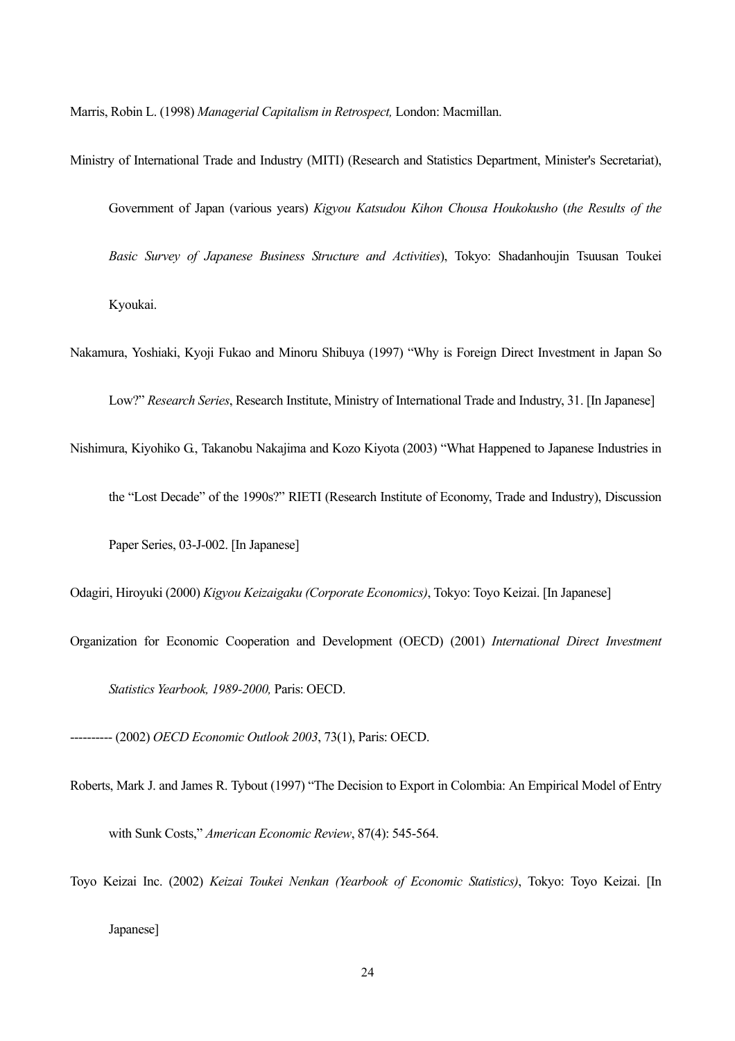Marris, Robin L. (1998) *Managerial Capitalism in Retrospect,* London: Macmillan.

Ministry of International Trade and Industry (MITI) (Research and Statistics Department, Minister's Secretariat), Government of Japan (various years) *Kigyou Katsudou Kihon Chousa Houkokusho* (*the Results of the Basic Survey of Japanese Business Structure and Activities*), Tokyo: Shadanhoujin Tsuusan Toukei Kyoukai.

Nakamura, Yoshiaki, Kyoji Fukao and Minoru Shibuya (1997) "Why is Foreign Direct Investment in Japan So Low?" *Research Series*, Research Institute, Ministry of International Trade and Industry, 31. [In Japanese]

Nishimura, Kiyohiko G., Takanobu Nakajima and Kozo Kiyota (2003) "What Happened to Japanese Industries in the "Lost Decade" of the 1990s?" RIETI (Research Institute of Economy, Trade and Industry), Discussion Paper Series, 03-J-002. [In Japanese]

Odagiri, Hiroyuki (2000) *Kigyou Keizaigaku (Corporate Economics)*, Tokyo: Toyo Keizai. [In Japanese]

Organization for Economic Cooperation and Development (OECD) (2001) *International Direct Investment Statistics Yearbook, 1989-2000,* Paris: OECD.

---------- (2002) *OECD Economic Outlook 2003*, 73(1), Paris: OECD.

Roberts, Mark J. and James R. Tybout (1997) "The Decision to Export in Colombia: An Empirical Model of Entry with Sunk Costs," *American Economic Review*, 87(4): 545-564.

Toyo Keizai Inc. (2002) *Keizai Toukei Nenkan (Yearbook of Economic Statistics)*, Tokyo: Toyo Keizai. [In Japanese]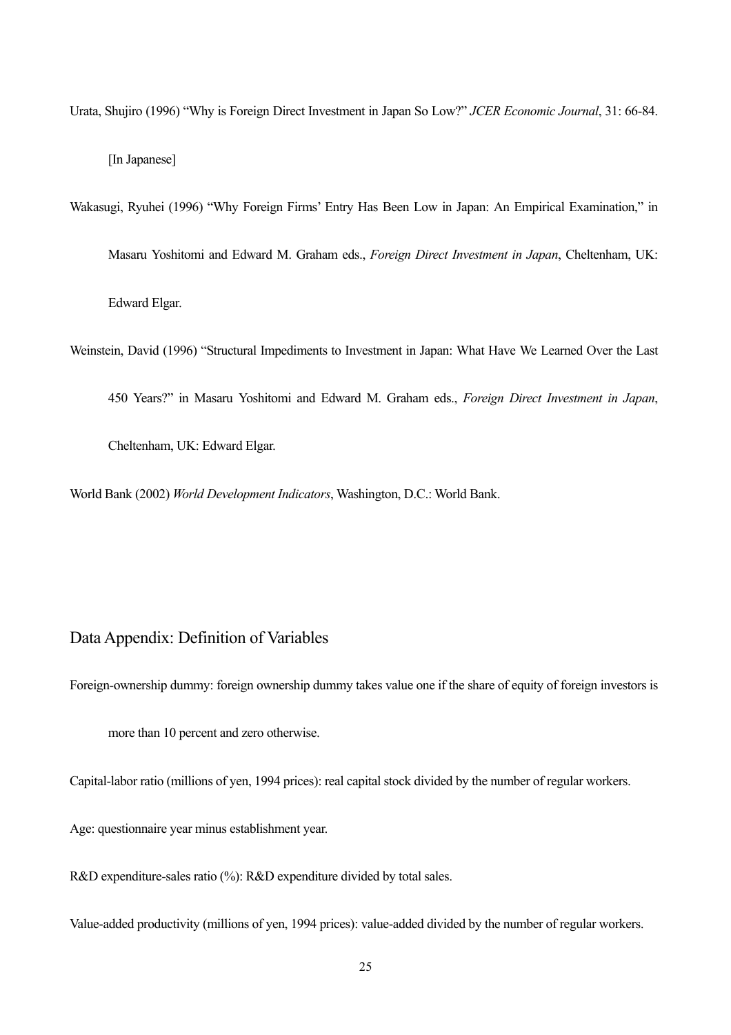Urata, Shujiro (1996) "Why is Foreign Direct Investment in Japan So Low?" *JCER Economic Journal*, 31: 66-84. [In Japanese]

Wakasugi, Ryuhei (1996) "Why Foreign Firms' Entry Has Been Low in Japan: An Empirical Examination," in Masaru Yoshitomi and Edward M. Graham eds., *Foreign Direct Investment in Japan*, Cheltenham, UK: Edward Elgar.

Weinstein, David (1996) "Structural Impediments to Investment in Japan: What Have We Learned Over the Last 450 Years?" in Masaru Yoshitomi and Edward M. Graham eds., *Foreign Direct Investment in Japan*, Cheltenham, UK: Edward Elgar.

World Bank (2002) *World Development Indicators*, Washington, D.C.: World Bank.

## Data Appendix: Definition of Variables

Foreign-ownership dummy: foreign ownership dummy takes value one if the share of equity of foreign investors is more than 10 percent and zero otherwise.

Capital-labor ratio (millions of yen, 1994 prices): real capital stock divided by the number of regular workers.

Age: questionnaire year minus establishment year.

R&D expenditure-sales ratio (%): R&D expenditure divided by total sales.

Value-added productivity (millions of yen, 1994 prices): value-added divided by the number of regular workers.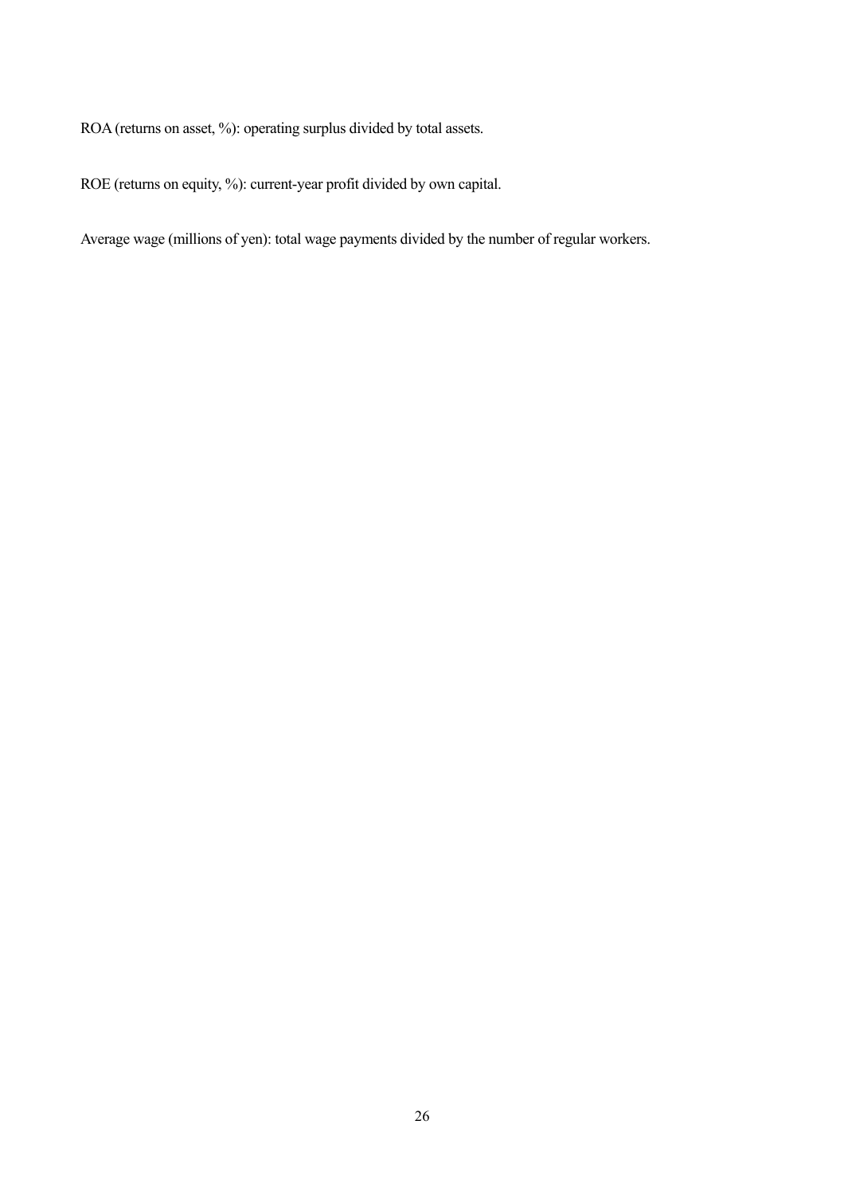ROA (returns on asset, %): operating surplus divided by total assets.

ROE (returns on equity, %): current-year profit divided by own capital.

Average wage (millions of yen): total wage payments divided by the number of regular workers.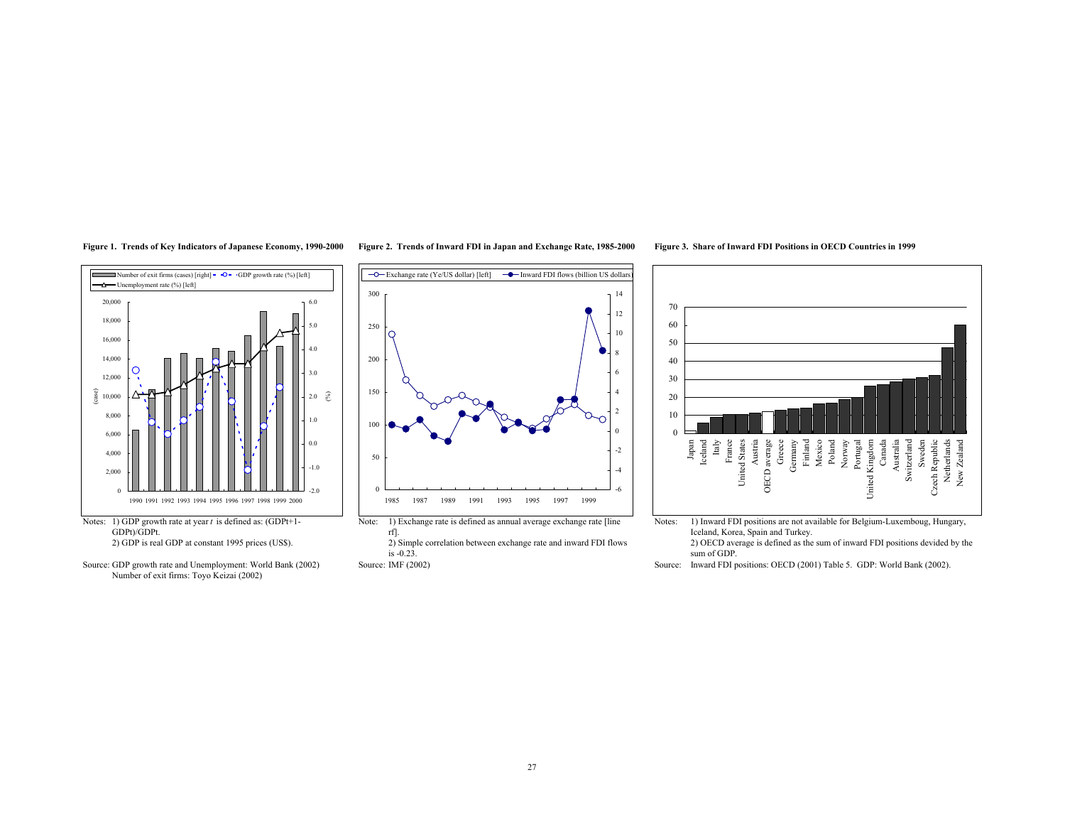**Figure 1. Trends of Key Indicators of Japanese Economy, 1990-2000**

Notes: 1) GDP growth rate at year *t* is defined as: (GDPt+1-GDPt)/GDPt.
2) GDP is real GDP at constant 1995 prices (US$).

Source: GDP growth rate and Unemployment: World Bank (2002)
Number of exit firms: Toyo Keizai (2002)

**Figure 2. Trends of Inward FDI in Japan and Exchange Rate, 1985-2000**

Note: 1) Exchange rate is defined as annual average exchange rate [line rf].
2) Simple correlation between exchange rate and inward FDI flows is -0.23.

Source: IMF (2002)

**Figure 3. Share of Inward FDI Positions in OECD Countries in 1999**

Notes: 1) Inward FDI positions are not available for Belgium-Luxemboug, Hungary, Iceland, Korea, Spain and Turkey.
2) OECD average is defined as the sum of inward FDI positions devided by the sum of GDP.

Source: Inward FDI positions: OECD (2001) Table 5. GDP: World Bank (2002).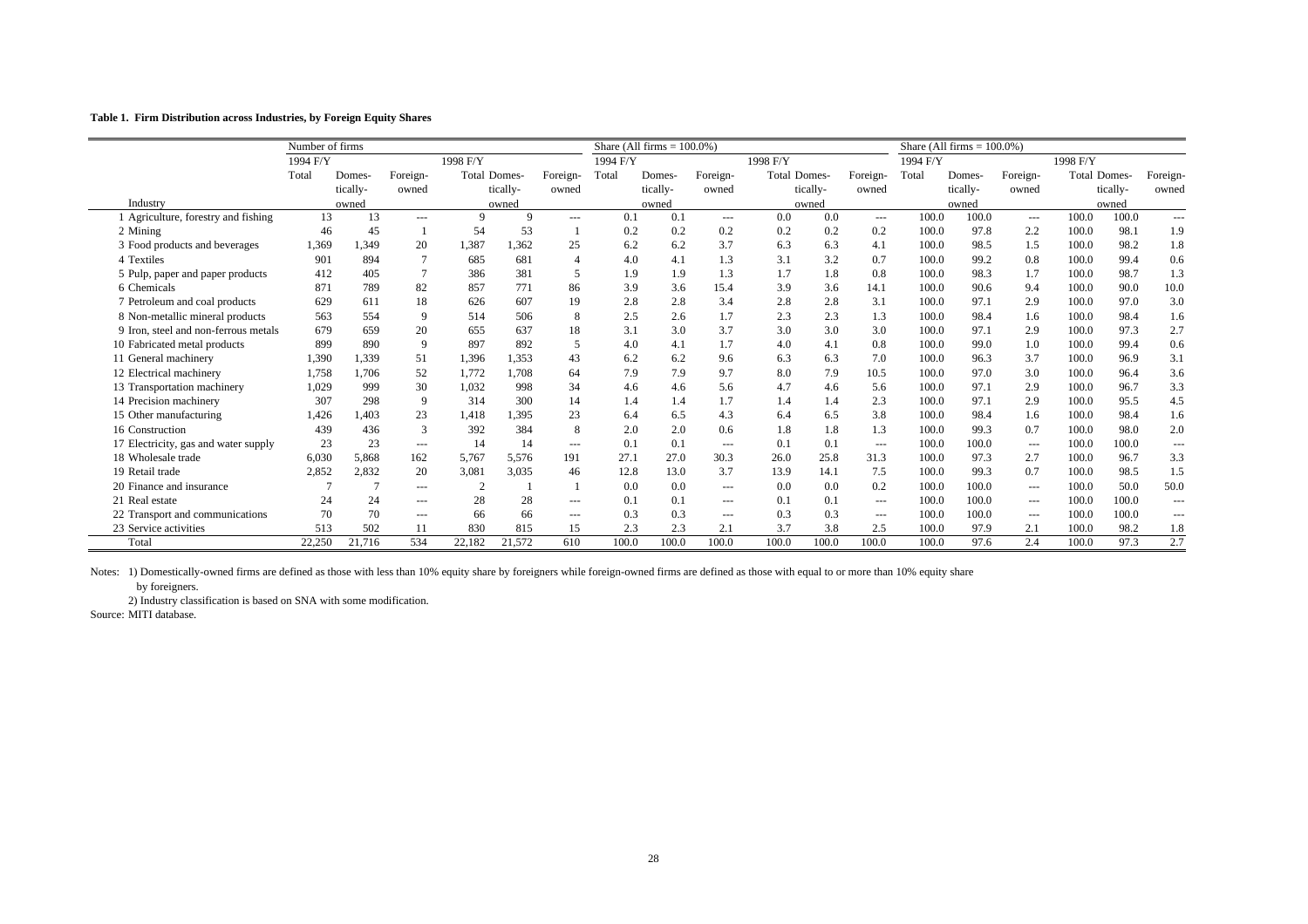**Table 1. Firm Distribution across Industries, by Foreign Equity Shares**

| Industry | Number of firms | | | | | | Share (All firms = 100.0%) | | | | | | Share (All firms = 100.0%) | | | | | |
|---|---|---|---|---|---|---|---|---|---|---|---|---|---|---|---|---|---|---|
| | 1994 F/Y | | | 1998 F/Y | | | 1994 F/Y | | | 1998 F/Y | | | 1994 F/Y | | | 1998 F/Y | | |
| | Total | Domestically-owned | Foreign-owned | Total | Domestically-owned | Foreign-owned | Total | Domestically-owned | Foreign-owned | Total | Domestically-owned | Foreign-owned | Total | Domestically-owned | Foreign-owned | Total | Domestically-owned | Foreign-owned |
| 1 Agriculture, forestry and fishing | 13 | 13 | --- | 9 | 9 | --- | 0.1 | 0.1 | --- | 0.0 | 0.0 | --- | 100.0 | 100.0 | --- | 100.0 | 100.0 | --- |
| 2 Mining | 46 | 45 | 1 | 54 | 53 | 1 | 0.2 | 0.2 | 0.2 | 0.2 | 0.2 | 0.2 | 100.0 | 97.8 | 2.2 | 100.0 | 98.1 | 1.9 |
| 3 Food products and beverages | 1,369 | 1,349 | 20 | 1,387 | 1,362 | 25 | 6.2 | 6.2 | 3.7 | 6.3 | 6.3 | 4.1 | 100.0 | 98.5 | 1.5 | 100.0 | 98.2 | 1.8 |
| 4 Textiles | 901 | 894 | 7 | 685 | 681 | 4 | 4.0 | 4.1 | 1.3 | 3.1 | 3.2 | 0.7 | 100.0 | 99.2 | 0.8 | 100.0 | 99.4 | 0.6 |
| 5 Pulp, paper and paper products | 412 | 405 | 7 | 386 | 381 | 5 | 1.9 | 1.9 | 1.3 | 1.7 | 1.8 | 0.8 | 100.0 | 98.3 | 1.7 | 100.0 | 98.7 | 1.3 |
| 6 Chemicals | 871 | 789 | 82 | 857 | 771 | 86 | 3.9 | 3.6 | 15.4 | 3.9 | 3.6 | 14.1 | 100.0 | 90.6 | 9.4 | 100.0 | 90.0 | 10.0 |
| 7 Petroleum and coal products | 629 | 611 | 18 | 626 | 607 | 19 | 2.8 | 2.8 | 3.4 | 2.8 | 2.8 | 3.1 | 100.0 | 97.1 | 2.9 | 100.0 | 97.0 | 3.0 |
| 8 Non-metallic mineral products | 563 | 554 | 9 | 514 | 506 | 8 | 2.5 | 2.6 | 1.7 | 2.3 | 2.3 | 1.3 | 100.0 | 98.4 | 1.6 | 100.0 | 98.4 | 1.6 |
| 9 Iron, steel and non-ferrous metals | 679 | 659 | 20 | 655 | 637 | 18 | 3.1 | 3.0 | 3.7 | 3.0 | 3.0 | 3.0 | 100.0 | 97.1 | 2.9 | 100.0 | 97.3 | 2.7 |
| 10 Fabricated metal products | 899 | 890 | 9 | 897 | 892 | 5 | 4.0 | 4.1 | 1.7 | 4.0 | 4.1 | 0.8 | 100.0 | 99.0 | 1.0 | 100.0 | 99.4 | 0.6 |
| 11 General machinery | 1,390 | 1,339 | 51 | 1,396 | 1,353 | 43 | 6.2 | 6.2 | 9.6 | 6.3 | 6.3 | 7.0 | 100.0 | 96.3 | 3.7 | 100.0 | 96.9 | 3.1 |
| 12 Electrical machinery | 1,758 | 1,706 | 52 | 1,772 | 1,708 | 64 | 7.9 | 7.9 | 9.7 | 8.0 | 7.9 | 10.5 | 100.0 | 97.0 | 3.0 | 100.0 | 96.4 | 3.6 |
| 13 Transportation machinery | 1,029 | 999 | 30 | 1,032 | 998 | 34 | 4.6 | 4.6 | 5.6 | 4.7 | 4.6 | 5.6 | 100.0 | 97.1 | 2.9 | 100.0 | 96.7 | 3.3 |
| 14 Precision machinery | 307 | 298 | 9 | 314 | 300 | 14 | 1.4 | 1.4 | 1.7 | 1.4 | 1.4 | 2.3 | 100.0 | 97.1 | 2.9 | 100.0 | 95.5 | 4.5 |
| 15 Other manufacturing | 1,426 | 1,403 | 23 | 1,418 | 1,395 | 23 | 6.4 | 6.5 | 4.3 | 6.4 | 6.5 | 3.8 | 100.0 | 98.4 | 1.6 | 100.0 | 98.4 | 1.6 |
| 16 Construction | 439 | 436 | 3 | 392 | 384 | 8 | 2.0 | 2.0 | 0.6 | 1.8 | 1.8 | 1.3 | 100.0 | 99.3 | 0.7 | 100.0 | 98.0 | 2.0 |
| 17 Electricity, gas and water supply | 23 | 23 | --- | 14 | 14 | --- | 0.1 | 0.1 | --- | 0.1 | 0.1 | --- | 100.0 | 100.0 | --- | 100.0 | 100.0 | --- |
| 18 Wholesale trade | 6,030 | 5,868 | 162 | 5,767 | 5,576 | 191 | 27.1 | 27.0 | 30.3 | 26.0 | 25.8 | 31.3 | 100.0 | 97.3 | 2.7 | 100.0 | 96.7 | 3.3 |
| 19 Retail trade | 2,852 | 2,832 | 20 | 3,081 | 3,035 | 46 | 12.8 | 13.0 | 3.7 | 13.9 | 14.1 | 7.5 | 100.0 | 99.3 | 0.7 | 100.0 | 98.5 | 1.5 |
| 20 Finance and insurance | 7 | 7 | --- | 2 | 1 | 1 | 0.0 | 0.0 | --- | 0.0 | 0.0 | 0.2 | 100.0 | 100.0 | --- | 100.0 | 50.0 | 50.0 |
| 21 Real estate | 24 | 24 | --- | 28 | 28 | --- | 0.1 | 0.1 | --- | 0.1 | 0.1 | --- | 100.0 | 100.0 | --- | 100.0 | 100.0 | --- |
| 22 Transport and communications | 70 | 70 | --- | 66 | 66 | --- | 0.3 | 0.3 | --- | 0.3 | 0.3 | --- | 100.0 | 100.0 | --- | 100.0 | 100.0 | --- |
| 23 Service activities | 513 | 502 | 11 | 830 | 815 | 15 | 2.3 | 2.3 | 2.1 | 3.7 | 3.8 | 2.5 | 100.0 | 97.9 | 2.1 | 100.0 | 98.2 | 1.8 |
| Total | 22,250 | 21,716 | 534 | 22,182 | 21,572 | 610 | 100.0 | 100.0 | 100.0 | 100.0 | 100.0 | 100.0 | 100.0 | 97.6 | 2.4 | 100.0 | 97.3 | 2.7 |

Notes: 1) Domestically-owned firms are defined as those with less than 10% equity share by foreigners while foreign-owned firms are defined as those with equal to or more than 10% equity share by foreigners.

2) Industry classification is based on SNA with some modification.

Source: MITI database.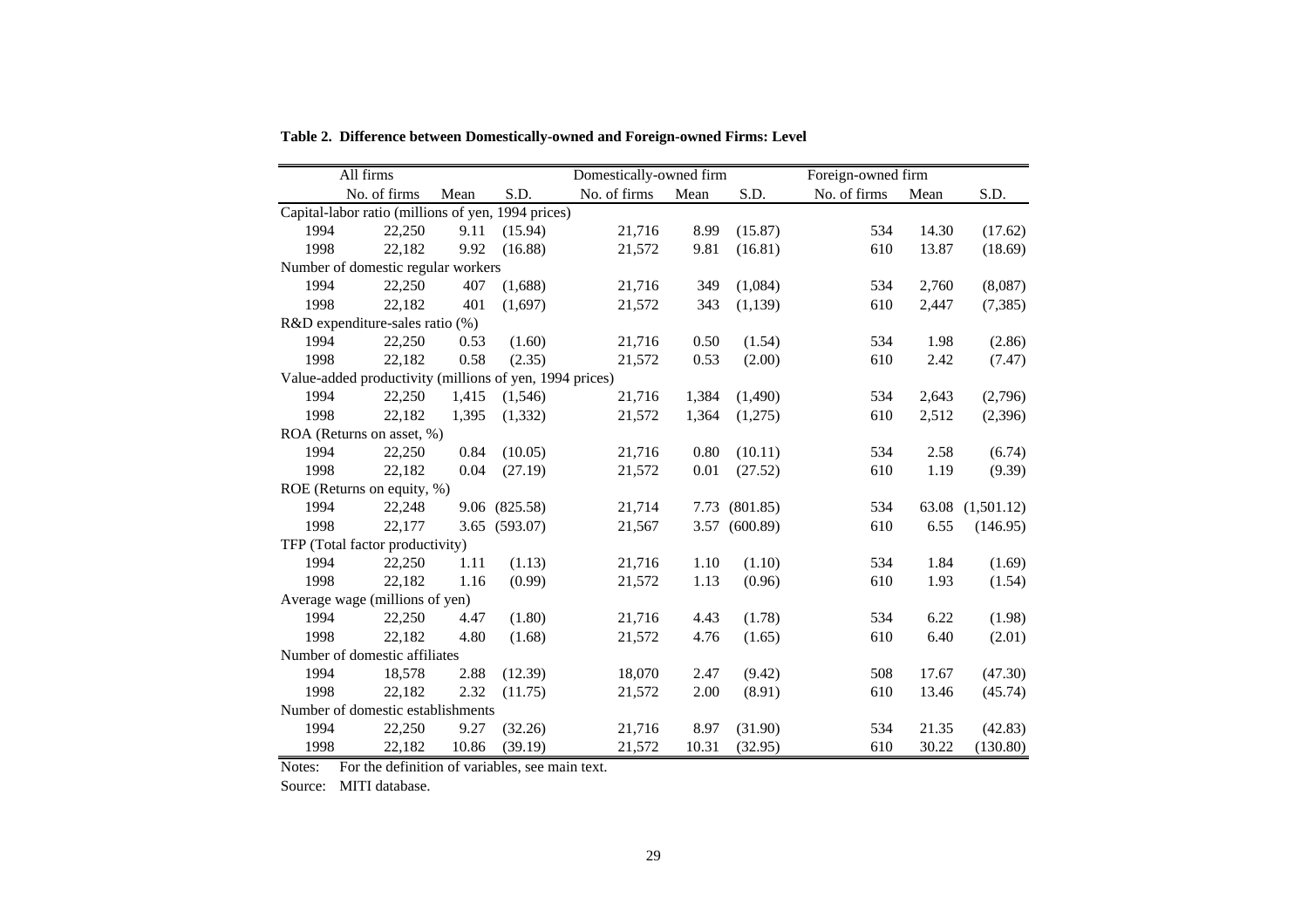**Table 2. Difference between Domestically-owned and Foreign-owned Firms: Level**

| All firms | | | | Domestically-owned firm | | | Foreign-owned firm | | |
|---|---|---|---|---|---|---|---|---|---|
| | No. of firms | Mean | S.D. | No. of firms | Mean | S.D. | No. of firms | Mean | S.D. |
| Capital-labor ratio (millions of yen, 1994 prices) | | | | | | | | | |
| 1994 | 22,250 | 9.11 | (15.94) | 21,716 | 8.99 | (15.87) | 534 | 14.30 | (17.62) |
| 1998 | 22,182 | 9.92 | (16.88) | 21,572 | 9.81 | (16.81) | 610 | 13.87 | (18.69) |
| Number of domestic regular workers | | | | | | | | | |
| 1994 | 22,250 | 407 | (1,688) | 21,716 | 349 | (1,084) | 534 | 2,760 | (8,087) |
| 1998 | 22,182 | 401 | (1,697) | 21,572 | 343 | (1,139) | 610 | 2,447 | (7,385) |
| R&D expenditure-sales ratio (%) | | | | | | | | | |
| 1994 | 22,250 | 0.53 | (1.60) | 21,716 | 0.50 | (1.54) | 534 | 1.98 | (2.86) |
| 1998 | 22,182 | 0.58 | (2.35) | 21,572 | 0.53 | (2.00) | 610 | 2.42 | (7.47) |
| Value-added productivity (millions of yen, 1994 prices) | | | | | | | | | |
| 1994 | 22,250 | 1,415 | (1,546) | 21,716 | 1,384 | (1,490) | 534 | 2,643 | (2,796) |
| 1998 | 22,182 | 1,395 | (1,332) | 21,572 | 1,364 | (1,275) | 610 | 2,512 | (2,396) |
| ROA (Returns on asset, %) | | | | | | | | | |
| 1994 | 22,250 | 0.84 | (10.05) | 21,716 | 0.80 | (10.11) | 534 | 2.58 | (6.74) |
| 1998 | 22,182 | 0.04 | (27.19) | 21,572 | 0.01 | (27.52) | 610 | 1.19 | (9.39) |
| ROE (Returns on equity, %) | | | | | | | | | |
| 1994 | 22,248 | 9.06 | (825.58) | 21,714 | 7.73 | (801.85) | 534 | 63.08 | (1,501.12) |
| 1998 | 22,177 | 3.65 | (593.07) | 21,567 | 3.57 | (600.89) | 610 | 6.55 | (146.95) |
| TFP (Total factor productivity) | | | | | | | | | |
| 1994 | 22,250 | 1.11 | (1.13) | 21,716 | 1.10 | (1.10) | 534 | 1.84 | (1.69) |
| 1998 | 22,182 | 1.16 | (0.99) | 21,572 | 1.13 | (0.96) | 610 | 1.93 | (1.54) |
| Average wage (millions of yen) | | | | | | | | | |
| 1994 | 22,250 | 4.47 | (1.80) | 21,716 | 4.43 | (1.78) | 534 | 6.22 | (1.98) |
| 1998 | 22,182 | 4.80 | (1.68) | 21,572 | 4.76 | (1.65) | 610 | 6.40 | (2.01) |
| Number of domestic affiliates | | | | | | | | | |
| 1994 | 18,578 | 2.88 | (12.39) | 18,070 | 2.47 | (9.42) | 508 | 17.67 | (47.30) |
| 1998 | 22,182 | 2.32 | (11.75) | 21,572 | 2.00 | (8.91) | 610 | 13.46 | (45.74) |
| Number of domestic establishments | | | | | | | | | |
| 1994 | 22,250 | 9.27 | (32.26) | 21,716 | 8.97 | (31.90) | 534 | 21.35 | (42.83) |
| 1998 | 22,182 | 10.86 | (39.19) | 21,572 | 10.31 | (32.95) | 610 | 30.22 | (130.80) |

Notes: For the definition of variables, see main text.

Source: MITI database.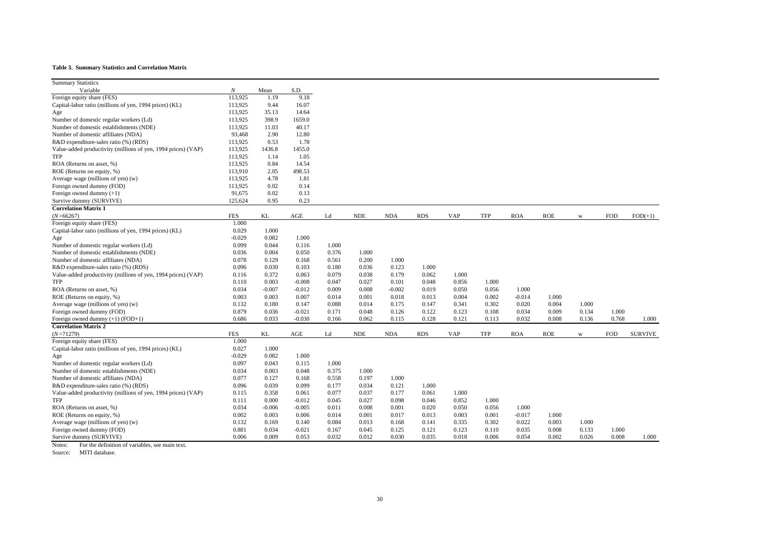**Table 3. Summary Statistics and Correlation Matrix**

| Summary Statistics | | | |
|---|---|---|---|
| Variable | *N* | Mean | S.D. |
| Foreign equity share (FES) | 113,925 | 1.19 | 9.18 |
| Capital-labor ratio (millions of yen, 1994 prices) (KL) | 113,925 | 9.44 | 16.07 |
| Age | 113,925 | 35.13 | 14.64 |
| Number of domestic regular workers (Ld) | 113,925 | 398.9 | 1659.0 |
| Number of domestic establishments (NDE) | 113,925 | 11.03 | 40.17 |
| Number of domestic affiliates (NDA) | 93,468 | 2.90 | 12.80 |
| R&D expenditure-sales ratio (%) (RDS) | 113,925 | 0.53 | 1.78 |
| Value-added productivity (millions of yen, 1994 prices) (VAP) | 113,925 | 1436.8 | 1455.0 |
| TFP | 113,925 | 1.14 | 1.05 |
| ROA (Returns on asset, %) | 113,925 | 0.84 | 14.54 |
| ROE (Returns on equity, %) | 113,910 | 2.05 | 498.53 |
| Average wage (millions of yen) (w) | 113,925 | 4.78 | 1.81 |
| Foreign owned dummy (FOD) | 113,925 | 0.02 | 0.14 |
| Foreign owned dummy (+1) | 91,675 | 0.02 | 0.13 |
| Survive dummy (SURVIVE) | 125,624 | 0.95 | 0.23 |

**Correlation Matrix 1**

| (*N*=66267) | FES | KL | AGE | Ld | NDE | NDA | RDS | VAP | TFP | ROA | ROE | w | FOD | FOD(+1) |
|---|---|---|---|---|---|---|---|---|---|---|---|---|---|---|
| Foreign equity share (FES) | 1.000 | | | | | | | | | | | | | |
| Capital-labor ratio (millions of yen, 1994 prices) (KL) | 0.029 | 1.000 | | | | | | | | | | | | |
| Age | -0.029 | 0.082 | 1.000 | | | | | | | | | | | |
| Number of domestic regular workers (Ld) | 0.099 | 0.044 | 0.116 | 1.000 | | | | | | | | | | |
| Number of domestic establishments (NDE) | 0.036 | 0.004 | 0.050 | 0.376 | 1.000 | | | | | | | | | |
| Number of domestic affiliates (NDA) | 0.078 | 0.129 | 0.168 | 0.561 | 0.200 | 1.000 | | | | | | | | |
| R&D expenditure-sales ratio (%) (RDS) | 0.096 | 0.030 | 0.103 | 0.180 | 0.036 | 0.123 | 1.000 | | | | | | | |
| Value-added productivity (millions of yen, 1994 prices) (VAP) | 0.116 | 0.372 | 0.063 | 0.079 | 0.038 | 0.179 | 0.062 | 1.000 | | | | | | |
| TFP | 0.110 | 0.003 | -0.008 | 0.047 | 0.027 | 0.101 | 0.048 | 0.856 | 1.000 | | | | | |
| ROA (Returns on asset, %) | 0.034 | -0.007 | -0.012 | 0.009 | 0.008 | -0.002 | 0.019 | 0.050 | 0.056 | 1.000 | | | | |
| ROE (Returns on equity, %) | 0.003 | 0.003 | 0.007 | 0.014 | 0.001 | 0.018 | 0.013 | 0.004 | 0.002 | -0.014 | 1.000 | | | |
| Average wage (millions of yen) (w) | 0.132 | 0.180 | 0.147 | 0.088 | 0.014 | 0.175 | 0.147 | 0.341 | 0.302 | 0.020 | 0.004 | 1.000 | | |
| Foreign owned dummy (FOD) | 0.879 | 0.036 | -0.021 | 0.171 | 0.048 | 0.126 | 0.122 | 0.123 | 0.108 | 0.034 | 0.009 | 0.134 | 1.000 | |
| Foreign owned dummy (+1) (FOD+1) | 0.686 | 0.033 | -0.030 | 0.166 | 0.062 | 0.115 | 0.128 | 0.121 | 0.113 | 0.032 | 0.008 | 0.136 | 0.768 | 1.000 |

**Correlation Matrix 2**

| (*N*=71279) | FES | KL | AGE | Ld | NDE | NDA | RDS | VAP | TFP | ROA | ROE | w | FOD | SURVIVE |
|---|---|---|---|---|---|---|---|---|---|---|---|---|---|---|
| Foreign equity share (FES) | 1.000 | | | | | | | | | | | | | |
| Capital-labor ratio (millions of yen, 1994 prices) (KL) | 0.027 | 1.000 | | | | | | | | | | | | |
| Age | -0.029 | 0.082 | 1.000 | | | | | | | | | | | |
| Number of domestic regular workers (Ld) | 0.097 | 0.043 | 0.115 | 1.000 | | | | | | | | | | |
| Number of domestic establishments (NDE) | 0.034 | 0.003 | 0.048 | 0.375 | 1.000 | | | | | | | | | |
| Number of domestic affiliates (NDA) | 0.077 | 0.127 | 0.168 | 0.558 | 0.197 | 1.000 | | | | | | | | |
| R&D expenditure-sales ratio (%) (RDS) | 0.096 | 0.039 | 0.099 | 0.177 | 0.034 | 0.121 | 1.000 | | | | | | | |
| Value-added productivity (millions of yen, 1994 prices) (VAP) | 0.115 | 0.358 | 0.061 | 0.077 | 0.037 | 0.177 | 0.061 | 1.000 | | | | | | |
| TFP | 0.111 | 0.000 | -0.012 | 0.045 | 0.027 | 0.098 | 0.046 | 0.852 | 1.000 | | | | | |
| ROA (Returns on asset, %) | 0.034 | -0.006 | -0.005 | 0.011 | 0.008 | 0.001 | 0.020 | 0.050 | 0.056 | 1.000 | | | | |
| ROE (Returns on equity, %) | 0.002 | 0.003 | 0.006 | 0.014 | 0.001 | 0.017 | 0.013 | 0.003 | 0.001 | -0.017 | 1.000 | | | |
| Average wage (millions of yen) (w) | 0.132 | 0.169 | 0.140 | 0.084 | 0.013 | 0.168 | 0.141 | 0.335 | 0.302 | 0.022 | 0.003 | 1.000 | | |
| Foreign owned dummy (FOD) | 0.881 | 0.034 | -0.021 | 0.167 | 0.045 | 0.125 | 0.121 | 0.123 | 0.110 | 0.035 | 0.008 | 0.133 | 1.000 | |
| Survive dummy (SURVIVE) | 0.006 | 0.009 | 0.053 | 0.032 | 0.012 | 0.030 | 0.035 | 0.018 | 0.006 | 0.054 | 0.002 | 0.026 | 0.008 | 1.000 |

Notes: For the definition of variables, see main text.

Source: MITI database.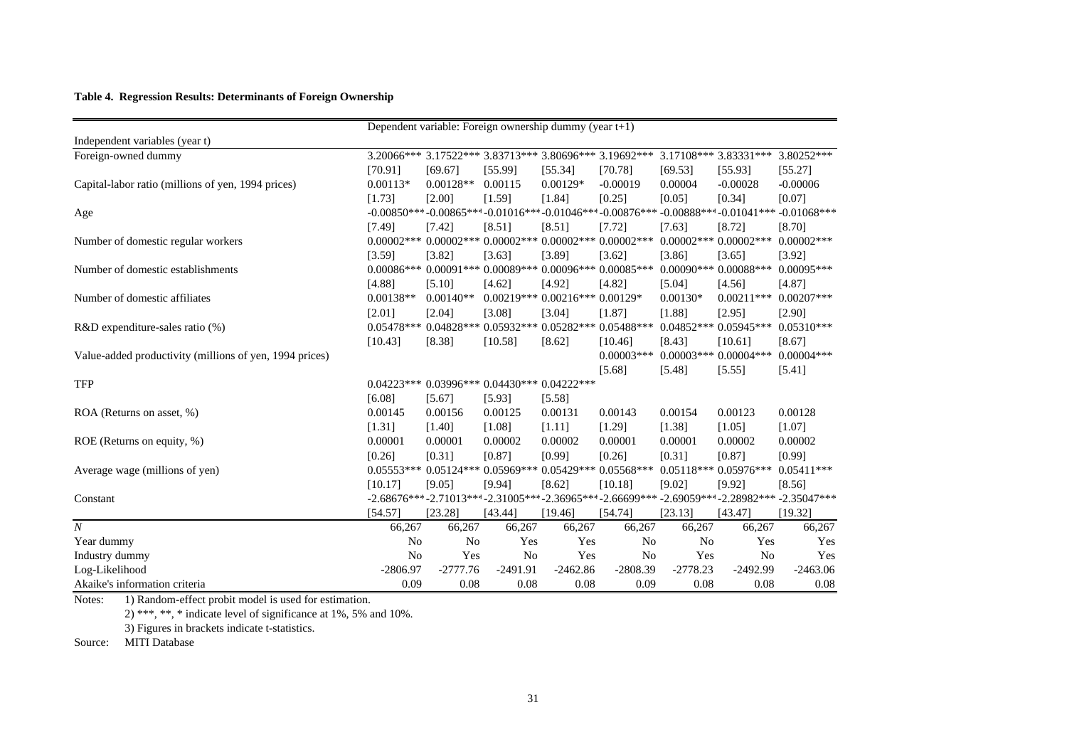**Table 4. Regression Results: Determinants of Foreign Ownership**

| | Dependent variable: Foreign ownership dummy (year t+1) | | | | | | | |
|---|---|---|---|---|---|---|---|---|
| Independent variables (year t) | | | | | | | | |
| Foreign-owned dummy | 3.20066*** | 3.17522*** | 3.83713*** | 3.80696*** | 3.19692*** | 3.17108*** | 3.83331*** | 3.80252*** |
| | [70.91] | [69.67] | [55.99] | [55.34] | [70.78] | [69.53] | [55.93] | [55.27] |
| Capital-labor ratio (millions of yen, 1994 prices) | 0.00113* | 0.00128** | 0.00115 | 0.00129* | -0.00019 | 0.00004 | -0.00028 | -0.00006 |
| | [1.73] | [2.00] | [1.59] | [1.84] | [0.25] | [0.05] | [0.34] | [0.07] |
| Age | -0.00850*** | -0.00865*** | -0.01016*** | -0.01046*** | -0.00876*** | -0.00888*** | -0.01041*** | -0.01068*** |
| | [7.49] | [7.42] | [8.51] | [8.51] | [7.72] | [7.63] | [8.72] | [8.70] |
| Number of domestic regular workers | 0.00002*** | 0.00002*** | 0.00002*** | 0.00002*** | 0.00002*** | 0.00002*** | 0.00002*** | 0.00002*** |
| | [3.59] | [3.82] | [3.63] | [3.89] | [3.62] | [3.86] | [3.65] | [3.92] |
| Number of domestic establishments | 0.00086*** | 0.00091*** | 0.00089*** | 0.00096*** | 0.00085*** | 0.00090*** | 0.00088*** | 0.00095*** |
| | [4.88] | [5.10] | [4.62] | [4.92] | [4.82] | [5.04] | [4.56] | [4.87] |
| Number of domestic affiliates | 0.00138** | 0.00140** | 0.00219*** | 0.00216*** | 0.00129* | 0.00130* | 0.00211*** | 0.00207*** |
| | [2.01] | [2.04] | [3.08] | [3.04] | [1.87] | [1.88] | [2.95] | [2.90] |
| R&D expenditure-sales ratio (%) | 0.05478*** | 0.04828*** | 0.05932*** | 0.05282*** | 0.05488*** | 0.04852*** | 0.05945*** | 0.05310*** |
| | [10.43] | [8.38] | [10.58] | [8.62] | [10.46] | [8.43] | [10.61] | [8.67] |
| Value-added productivity (millions of yen, 1994 prices) | | | | | 0.00003*** | 0.00003*** | 0.00004*** | 0.00004*** |
| | | | | | [5.68] | [5.48] | [5.55] | [5.41] |
| TFP | 0.04223*** | 0.03996*** | 0.04430*** | 0.04222*** | | | | |
| | [6.08] | [5.67] | [5.93] | [5.58] | | | | |
| ROA (Returns on asset, %) | 0.00145 | 0.00156 | 0.00125 | 0.00131 | 0.00143 | 0.00154 | 0.00123 | 0.00128 |
| | [1.31] | [1.40] | [1.08] | [1.11] | [1.29] | [1.38] | [1.05] | [1.07] |
| ROE (Returns on equity, %) | 0.00001 | 0.00001 | 0.00002 | 0.00002 | 0.00001 | 0.00001 | 0.00002 | 0.00002 |
| | [0.26] | [0.31] | [0.87] | [0.99] | [0.26] | [0.31] | [0.87] | [0.99] |
| Average wage (millions of yen) | 0.05553*** | 0.05124*** | 0.05969*** | 0.05429*** | 0.05568*** | 0.05118*** | 0.05976*** | 0.05411*** |
| | [10.17] | [9.05] | [9.94] | [8.62] | [10.18] | [9.02] | [9.92] | [8.56] |
| Constant | -2.68676*** | -2.71013*** | -2.31005*** | -2.36965*** | -2.66699*** | -2.69059*** | -2.28982*** | -2.35047*** |
| | [54.57] | [23.28] | [43.44] | [19.46] | [54.74] | [23.13] | [43.47] | [19.32] |
| *N* | 66,267 | 66,267 | 66,267 | 66,267 | 66,267 | 66,267 | 66,267 | 66,267 |
| Year dummy | No | No | Yes | Yes | No | No | Yes | Yes |
| Industry dummy | No | Yes | No | Yes | No | Yes | No | Yes |
| Log-Likelihood | -2806.97 | -2777.76 | -2491.91 | -2462.86 | -2808.39 | -2778.23 | -2492.99 | -2463.06 |
| Akaike's information criteria | 0.09 | 0.08 | 0.08 | 0.08 | 0.09 | 0.08 | 0.08 | 0.08 |

Notes: 1) Random-effect probit model is used for estimation.

2) ***, **, * indicate level of significance at 1%, 5% and 10%.

3) Figures in brackets indicate t-statistics.

Source: MITI Database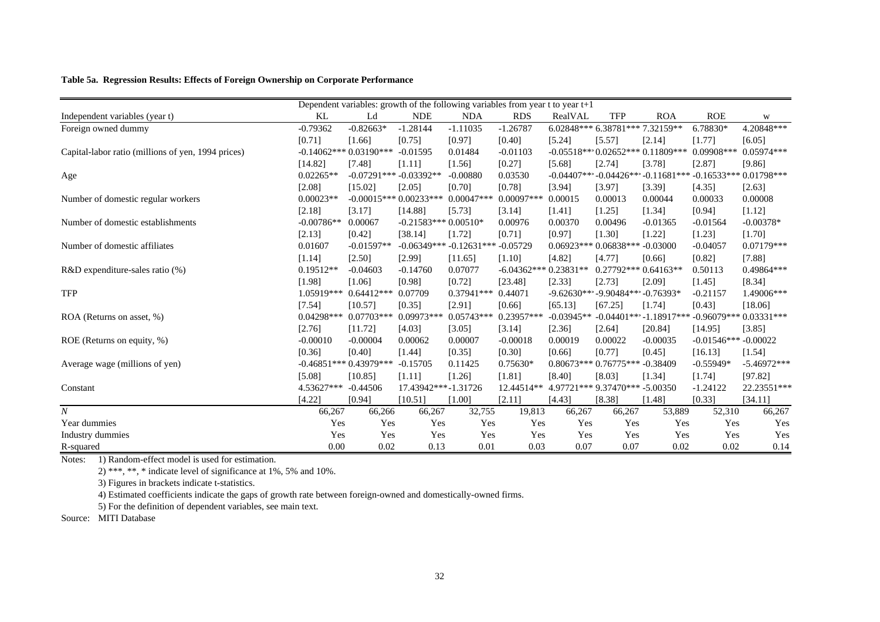**Table 5a. Regression Results: Effects of Foreign Ownership on Corporate Performance**

| | Dependent variables: growth of the following variables from year t to year t+1 | | | | | | | | | |
|---|---|---|---|---|---|---|---|---|---|---|
| Independent variables (year t) | KL | Ld | NDE | NDA | RDS | RealVAL | TFP | ROA | ROE | W |
| Foreign owned dummy | -0.79362 | -0.82663* | -1.28144 | -1.11035 | -1.26787 | 6.02848*** | 6.38781*** | 7.32159** | 6.78830* | 4.20848*** |
| | [0.71] | [1.66] | [0.75] | [0.97] | [0.40] | [5.24] | [5.57] | [2.14] | [1.77] | [6.05] |
| Capital-labor ratio (millions of yen, 1994 prices) | -0.14062*** | 0.03190*** | -0.01595 | 0.01484 | -0.01103 | -0.05518*** | 0.02652*** | 0.11809*** | 0.09908*** | 0.05974*** |
| | [14.82] | [7.48] | [1.11] | [1.56] | [0.27] | [5.68] | [2.74] | [3.78] | [2.87] | [9.86] |
| Age | 0.02265** | -0.07291*** | -0.03392** | -0.00880 | 0.03530 | -0.04407*** | -0.04426*** | -0.11681*** | -0.16533*** | 0.01798*** |
| | [2.08] | [15.02] | [2.05] | [0.70] | [0.78] | [3.94] | [3.97] | [3.39] | [4.35] | [2.63] |
| Number of domestic regular workers | 0.00023** | -0.00015*** | 0.00233*** | 0.00047*** | 0.00097*** | 0.00015 | 0.00013 | 0.00044 | 0.00033 | 0.00008 |
| | [2.18] | [3.17] | [14.88] | [5.73] | [3.14] | [1.41] | [1.25] | [1.34] | [0.94] | [1.12] |
| Number of domestic establishments | -0.00786** | 0.00067 | -0.21583*** | 0.00510* | 0.00976 | 0.00370 | 0.00496 | -0.01365 | -0.01564 | -0.00378* |
| | [2.13] | [0.42] | [38.14] | [1.72] | [0.71] | [0.97] | [1.30] | [1.22] | [1.23] | [1.70] |
| Number of domestic affiliates | 0.01607 | -0.01597** | -0.06349*** | -0.12631*** | -0.05729 | 0.06923*** | 0.06838*** | -0.03000 | -0.04057 | 0.07179*** |
| | [1.14] | [2.50] | [2.99] | [11.65] | [1.10] | [4.82] | [4.77] | [0.66] | [0.82] | [7.88] |
| R&D expenditure-sales ratio (%) | 0.19512** | -0.04603 | -0.14760 | 0.07077 | -6.04362*** | 0.23831** | 0.27792*** | 0.64163** | 0.50113 | 0.49864*** |
| | [1.98] | [1.06] | [0.98] | [0.72] | [23.48] | [2.33] | [2.73] | [2.09] | [1.45] | [8.34] |
| TFP | 1.05919*** | 0.64412*** | 0.07709 | 0.37941*** | 0.44071 | -9.62630*** | -9.90484*** | -0.76393* | -0.21157 | 1.49006*** |
| | [7.54] | [10.57] | [0.35] | [2.91] | [0.66] | [65.13] | [67.25] | [1.74] | [0.43] | [18.06] |
| ROA (Returns on asset, %) | 0.04298*** | 0.07703*** | 0.09973*** | 0.05743*** | 0.23957*** | -0.03945** | -0.04401*** | -1.18917*** | -0.96079*** | 0.03331*** |
| | [2.76] | [11.72] | [4.03] | [3.05] | [3.14] | [2.36] | [2.64] | [20.84] | [14.95] | [3.85] |
| ROE (Returns on equity, %) | -0.00010 | -0.00004 | 0.00062 | 0.00007 | -0.00018 | 0.00019 | 0.00022 | -0.00035 | -0.01546*** | -0.00022 |
| | [0.36] | [0.40] | [1.44] | [0.35] | [0.30] | [0.66] | [0.77] | [0.45] | [16.13] | [1.54] |
| Average wage (millions of yen) | -0.46851*** | 0.43979*** | -0.15705 | 0.11425 | 0.75630* | 0.80673*** | 0.76775*** | -0.38409 | -0.55949* | -5.46972*** |
| | [5.08] | [10.85] | [1.11] | [1.26] | [1.81] | [8.40] | [8.03] | [1.34] | [1.74] | [97.82] |
| Constant | 4.53627*** | -0.44506 | 17.43942*** | -1.31726 | 12.44514** | 4.97721*** | 9.37470*** | -5.00350 | -1.24122 | 22.23551*** |
| | [4.22] | [0.94] | [10.51] | [1.00] | [2.11] | [4.43] | [8.38] | [1.48] | [0.33] | [34.11] |
| *N* | 66,267 | 66,266 | 66,267 | 32,755 | 19,813 | 66,267 | 66,267 | 53,889 | 52,310 | 66,267 |
| Year dummies | Yes | Yes | Yes | Yes | Yes | Yes | Yes | Yes | Yes | Yes |
| Industry dummies | Yes | Yes | Yes | Yes | Yes | Yes | Yes | Yes | Yes | Yes |
| R-squared | 0.00 | 0.02 | 0.13 | 0.01 | 0.03 | 0.07 | 0.07 | 0.02 | 0.02 | 0.14 |

Notes: 1) Random-effect model is used for estimation.

2) ***, **, * indicate level of significance at 1%, 5% and 10%.

3) Figures in brackets indicate t-statistics.

4) Estimated coefficients indicate the gaps of growth rate between foreign-owned and domestically-owned firms.

5) For the definition of dependent variables, see main text.

Source: MITI Database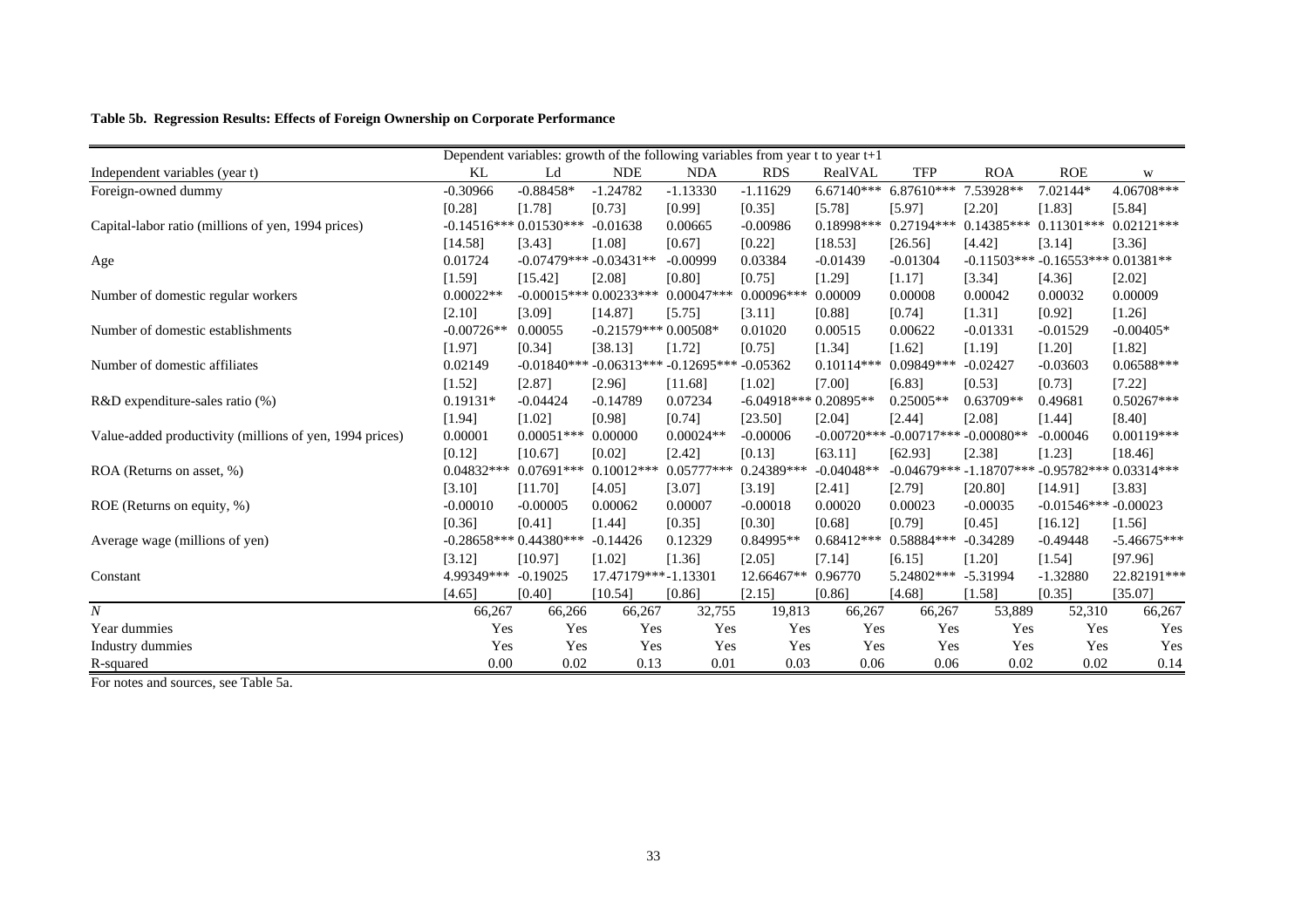**Table 5b. Regression Results: Effects of Foreign Ownership on Corporate Performance**

| | Dependent variables: growth of the following variables from year t to year t+1 | | | | | | | | | |
|---|---|---|---|---|---|---|---|---|---|---|
| Independent variables (year t) | KL | Ld | NDE | NDA | RDS | RealVAL | TFP | ROA | ROE | w |
| Foreign-owned dummy | -0.30966 | -0.88458* | -1.24782 | -1.13330 | -1.11629 | 6.67140*** | 6.87610*** | 7.53928** | 7.02144* | 4.06708*** |
| | [0.28] | [1.78] | [0.73] | [0.99] | [0.35] | [5.78] | [5.97] | [2.20] | [1.83] | [5.84] |
| Capital-labor ratio (millions of yen, 1994 prices) | -0.14516*** | 0.01530*** | -0.01638 | 0.00665 | -0.00986 | 0.18998*** | 0.27194*** | 0.14385*** | 0.11301*** | 0.02121*** |
| | [14.58] | [3.43] | [1.08] | [0.67] | [0.22] | [18.53] | [26.56] | [4.42] | [3.14] | [3.36] |
| Age | 0.01724 | -0.07479*** | -0.03431** | -0.00999 | 0.03384 | -0.01439 | -0.01304 | -0.11503*** | -0.16553*** | 0.01381** |
| | [1.59] | [15.42] | [2.08] | [0.80] | [0.75] | [1.29] | [1.17] | [3.34] | [4.36] | [2.02] |
| Number of domestic regular workers | 0.00022** | -0.00015*** | 0.00233*** | 0.00047*** | 0.00096*** | 0.00009 | 0.00008 | 0.00042 | 0.00032 | 0.00009 |
| | [2.10] | [3.09] | [14.87] | [5.75] | [3.11] | [0.88] | [0.74] | [1.31] | [0.92] | [1.26] |
| Number of domestic establishments | -0.00726** | 0.00055 | -0.21579*** | 0.00508* | 0.01020 | 0.00515 | 0.00622 | -0.01331 | -0.01529 | -0.00405* |
| | [1.97] | [0.34] | [38.13] | [1.72] | [0.75] | [1.34] | [1.62] | [1.19] | [1.20] | [1.82] |
| Number of domestic affiliates | 0.02149 | -0.01840*** | -0.06313*** | -0.12695*** | -0.05362 | 0.10114*** | 0.09849*** | -0.02427 | -0.03603 | 0.06588*** |
| | [1.52] | [2.87] | [2.96] | [11.68] | [1.02] | [7.00] | [6.83] | [0.53] | [0.73] | [7.22] |
| R&D expenditure-sales ratio (%) | 0.19131* | -0.04424 | -0.14789 | 0.07234 | -6.04918*** | 0.20895** | 0.25005** | 0.63709** | 0.49681 | 0.50267*** |
| | [1.94] | [1.02] | [0.98] | [0.74] | [23.50] | [2.04] | [2.44] | [2.08] | [1.44] | [8.40] |
| Value-added productivity (millions of yen, 1994 prices) | 0.00001 | 0.00051*** | 0.00000 | 0.00024** | -0.00006 | -0.00720*** | -0.00717*** | -0.00080** | -0.00046 | 0.00119*** |
| | [0.12] | [10.67] | [0.02] | [2.42] | [0.13] | [63.11] | [62.93] | [2.38] | [1.23] | [18.46] |
| ROA (Returns on asset, %) | 0.04832*** | 0.07691*** | 0.10012*** | 0.05777*** | 0.24389*** | -0.04048** | -0.04679*** | -1.18707*** | -0.95782*** | 0.03314*** |
| | [3.10] | [11.70] | [4.05] | [3.07] | [3.19] | [2.41] | [2.79] | [20.80] | [14.91] | [3.83] |
| ROE (Returns on equity, %) | -0.00010 | -0.00005 | 0.00062 | 0.00007 | -0.00018 | 0.00020 | 0.00023 | -0.00035 | -0.01546*** | -0.00023 |
| | [0.36] | [0.41] | [1.44] | [0.35] | [0.30] | [0.68] | [0.79] | [0.45] | [16.12] | [1.56] |
| Average wage (millions of yen) | -0.28658*** | 0.44380*** | -0.14426 | 0.12329 | 0.84995** | 0.68412*** | 0.58884*** | -0.34289 | -0.49448 | -5.46675*** |
| | [3.12] | [10.97] | [1.02] | [1.36] | [2.05] | [7.14] | [6.15] | [1.20] | [1.54] | [97.96] |
| Constant | 4.99349*** | -0.19025 | 17.47179*** | -1.13301 | 12.66467** | 0.96770 | 5.24802*** | -5.31994 | -1.32880 | 22.82191*** |
| | [4.65] | [0.40] | [10.54] | [0.86] | [2.15] | [0.86] | [4.68] | [1.58] | [0.35] | [35.07] |
| *N* | 66,267 | 66,266 | 66,267 | 32,755 | 19,813 | 66,267 | 66,267 | 53,889 | 52,310 | 66,267 |
| Year dummies | Yes | Yes | Yes | Yes | Yes | Yes | Yes | Yes | Yes | Yes |
| Industry dummies | Yes | Yes | Yes | Yes | Yes | Yes | Yes | Yes | Yes | Yes |
| R-squared | 0.00 | 0.02 | 0.13 | 0.01 | 0.03 | 0.06 | 0.06 | 0.02 | 0.02 | 0.14 |

For notes and sources, see Table 5a.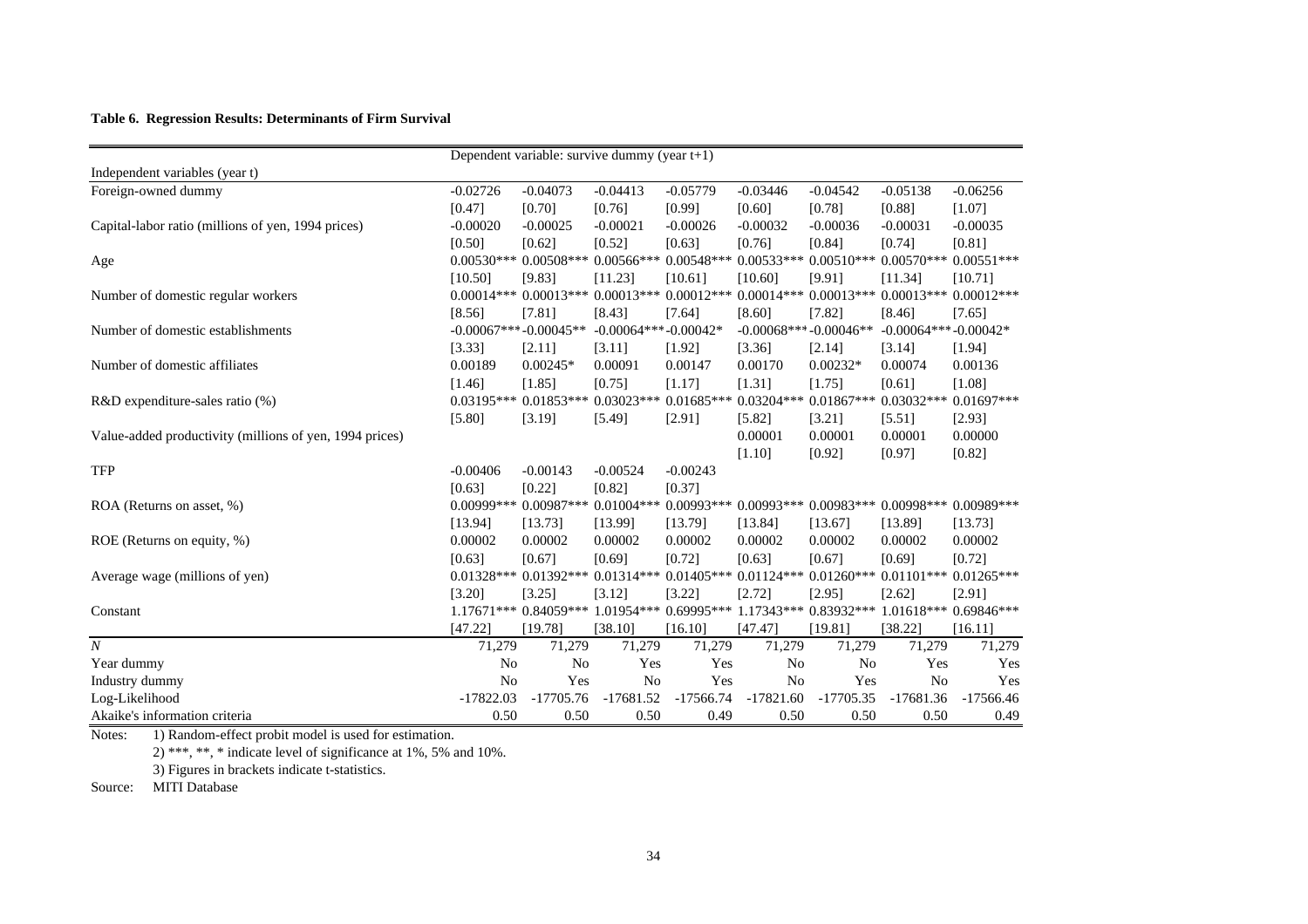**Table 6. Regression Results: Determinants of Firm Survival**

| | Dependent variable: survive dummy (year t+1) | | | | | | | |
|---|---|---|---|---|---|---|---|---|
| Independent variables (year t) | | | | | | | | |
| Foreign-owned dummy | -0.02726 | -0.04073 | -0.04413 | -0.05779 | -0.03446 | -0.04542 | -0.05138 | -0.06256 |
| | [0.47] | [0.70] | [0.76] | [0.99] | [0.60] | [0.78] | [0.88] | [1.07] |
| Capital-labor ratio (millions of yen, 1994 prices) | -0.00020 | -0.00025 | -0.00021 | -0.00026 | -0.00032 | -0.00036 | -0.00031 | -0.00035 |
| | [0.50] | [0.62] | [0.52] | [0.63] | [0.76] | [0.84] | [0.74] | [0.81] |
| Age | 0.00530*** | 0.00508*** | 0.00566*** | 0.00548*** | 0.00533*** | 0.00510*** | 0.00570*** | 0.00551*** |
| | [10.50] | [9.83] | [11.23] | [10.61] | [10.60] | [9.91] | [11.34] | [10.71] |
| Number of domestic regular workers | 0.00014*** | 0.00013*** | 0.00013*** | 0.00012*** | 0.00014*** | 0.00013*** | 0.00013*** | 0.00012*** |
| | [8.56] | [7.81] | [8.43] | [7.64] | [8.60] | [7.82] | [8.46] | [7.65] |
| Number of domestic establishments | -0.00067*** | -0.00045** | -0.00064*** | -0.00042* | -0.00068*** | -0.00046** | -0.00064*** | -0.00042* |
| | [3.33] | [2.11] | [3.11] | [1.92] | [3.36] | [2.14] | [3.14] | [1.94] |
| Number of domestic affiliates | 0.00189 | 0.00245* | 0.00091 | 0.00147 | 0.00170 | 0.00232* | 0.00074 | 0.00136 |
| | [1.46] | [1.85] | [0.75] | [1.17] | [1.31] | [1.75] | [0.61] | [1.08] |
| R&D expenditure-sales ratio (%) | 0.03195*** | 0.01853*** | 0.03023*** | 0.01685*** | 0.03204*** | 0.01867*** | 0.03032*** | 0.01697*** |
| | [5.80] | [3.19] | [5.49] | [2.91] | [5.82] | [3.21] | [5.51] | [2.93] |
| Value-added productivity (millions of yen, 1994 prices) | | | | | 0.00001 | 0.00001 | 0.00001 | 0.00000 |
| | | | | | [1.10] | [0.92] | [0.97] | [0.82] |
| TFP | -0.00406 | -0.00143 | -0.00524 | -0.00243 | | | | |
| | [0.63] | [0.22] | [0.82] | [0.37] | | | | |
| ROA (Returns on asset, %) | 0.00999*** | 0.00987*** | 0.01004*** | 0.00993*** | 0.00993*** | 0.00983*** | 0.00998*** | 0.00989*** |
| | [13.94] | [13.73] | [13.99] | [13.79] | [13.84] | [13.67] | [13.89] | [13.73] |
| ROE (Returns on equity, %) | 0.00002 | 0.00002 | 0.00002 | 0.00002 | 0.00002 | 0.00002 | 0.00002 | 0.00002 |
| | [0.63] | [0.67] | [0.69] | [0.72] | [0.63] | [0.67] | [0.69] | [0.72] |
| Average wage (millions of yen) | 0.01328*** | 0.01392*** | 0.01314*** | 0.01405*** | 0.01124*** | 0.01260*** | 0.01101*** | 0.01265*** |
| | [3.20] | [3.25] | [3.12] | [3.22] | [2.72] | [2.95] | [2.62] | [2.91] |
| Constant | 1.17671*** | 0.84059*** | 1.01954*** | 0.69995*** | 1.17343*** | 0.83932*** | 1.01618*** | 0.69846*** |
| | [47.22] | [19.78] | [38.10] | [16.10] | [47.47] | [19.81] | [38.22] | [16.11] |
| *N* | 71,279 | 71,279 | 71,279 | 71,279 | 71,279 | 71,279 | 71,279 | 71,279 |
| Year dummy | No | No | Yes | Yes | No | No | Yes | Yes |
| Industry dummy | No | Yes | No | Yes | No | Yes | No | Yes |
| Log-Likelihood | -17822.03 | -17705.76 | -17681.52 | -17566.74 | -17821.60 | -17705.35 | -17681.36 | -17566.46 |
| Akaike's information criteria | 0.50 | 0.50 | 0.50 | 0.49 | 0.50 | 0.50 | 0.50 | 0.49 |

Notes: 1) Random-effect probit model is used for estimation.

2) ***, **, * indicate level of significance at 1%, 5% and 10%.

3) Figures in brackets indicate t-statistics.

Source: MITI Database